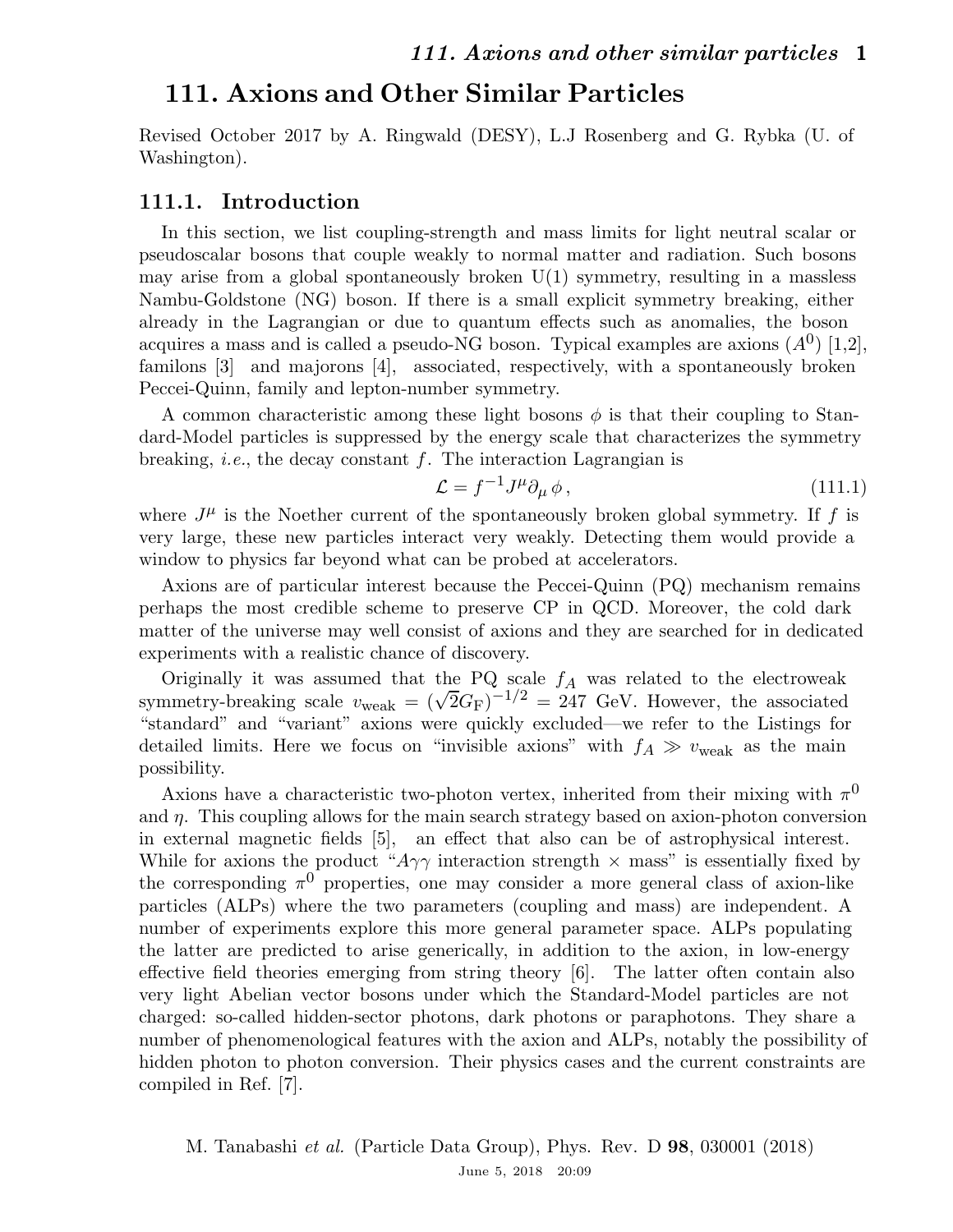# 111. Axions and Other Similar Particles

Revised October 2017 by A. Ringwald (DESY), L.J Rosenberg and G. Rybka (U. of Washington).

## 111.1. Introduction

In this section, we list coupling-strength and mass limits for light neutral scalar or pseudoscalar bosons that couple weakly to normal matter and radiation. Such bosons may arise from a global spontaneously broken U(1) symmetry, resulting in a massless Nambu-Goldstone (NG) boson. If there is a small explicit symmetry breaking, either already in the Lagrangian or due to quantum effects such as anomalies, the boson acquires a mass and is called a pseudo-NG boson. Typical examples are axions ($A^0$) [1,2], familons [3] and majorons [4], associated, respectively, with a spontaneously broken Peccei-Quinn, family and lepton-number symmetry.

A common characteristic among these light bosons $\phi$ is that their coupling to Standard-Model particles is suppressed by the energy scale that characterizes the symmetry breaking, *i.e.*, the decay constant $f$. The interaction Lagrangian is

$$\mathcal{L} = f^{-1} J^{\mu} \partial_{\mu} \phi \,, \tag{111.1}$$

where $J^{\mu}$ is the Noether current of the spontaneously broken global symmetry. If $f$ is very large, these new particles interact very weakly. Detecting them would provide a window to physics far beyond what can be probed at accelerators.

Axions are of particular interest because the Peccei-Quinn (PQ) mechanism remains perhaps the most credible scheme to preserve CP in QCD. Moreover, the cold dark matter of the universe may well consist of axions and they are searched for in dedicated experiments with a realistic chance of discovery.

Originally it was assumed that the PQ scale $f_A$ was related to the electroweak symmetry-breaking scale $v_{\rm weak} = (\sqrt{2}G_{\rm F})^{-1/2} = 247$ GeV. However, the associated "standard" and "variant" axions were quickly excluded—we refer to the Listings for detailed limits. Here we focus on "invisible axions" with $f_A \gg v_{\rm weak}$ as the main possibility.

Axions have a characteristic two-photon vertex, inherited from their mixing with $\pi^0$ and $\eta$. This coupling allows for the main search strategy based on axion-photon conversion in external magnetic fields [5], an effect that also can be of astrophysical interest. While for axions the product "$A\gamma\gamma$ interaction strength × mass" is essentially fixed by the corresponding $\pi^0$ properties, one may consider a more general class of axion-like particles (ALPs) where the two parameters (coupling and mass) are independent. A number of experiments explore this more general parameter space. ALPs populating the latter are predicted to arise generically, in addition to the axion, in low-energy effective field theories emerging from string theory [6]. The latter often contain also very light Abelian vector bosons under which the Standard-Model particles are not charged: so-called hidden-sector photons, dark photons or paraphotons. They share a number of phenomenological features with the axion and ALPs, notably the possibility of hidden photon to photon conversion. Their physics cases and the current constraints are compiled in Ref. [7].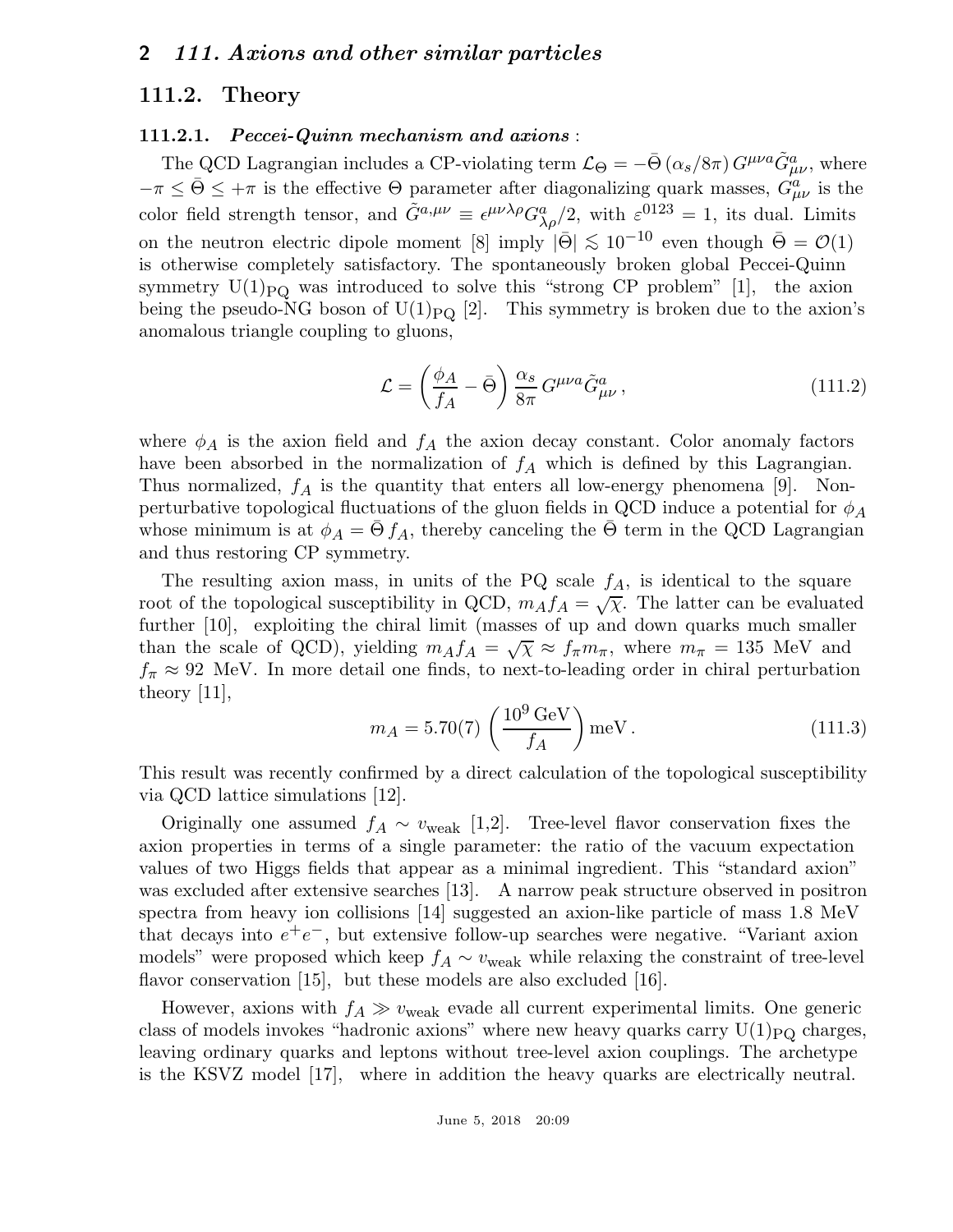## 111.2. Theory

### 111.2.1. *Peccei-Quinn mechanism and axions* :

The QCD Lagrangian includes a CP-violating term $\mathcal{L}_\Theta = -\bar{\Theta}\,(\alpha_s/8\pi)\,G^{\mu\nu a}\tilde{G}^a_{\mu\nu}$, where $-\pi \le \bar{\Theta} \le +\pi$ is the effective $\Theta$ parameter after diagonalizing quark masses, $G^a_{\mu\nu}$ is the color field strength tensor, and $\tilde{G}^{a,\mu\nu} \equiv \epsilon^{\mu\nu\lambda\rho}G^a_{\lambda\rho}/2$, with $\varepsilon^{0123} = 1$, its dual. Limits on the neutron electric dipole moment [8] imply $|\bar{\Theta}| \lesssim 10^{-10}$ even though $\bar{\Theta} = \mathcal{O}(1)$ is otherwise completely satisfactory. The spontaneously broken global Peccei-Quinn symmetry $\mathrm{U}(1)_{\mathrm{PQ}}$ was introduced to solve this "strong CP problem" [1], the axion being the pseudo-NG boson of $\mathrm{U}(1)_{\mathrm{PQ}}$ [2]. This symmetry is broken due to the axion's anomalous triangle coupling to gluons,

$$\mathcal{L} = \left(\frac{\phi_A}{f_A} - \bar{\Theta}\right)\frac{\alpha_s}{8\pi}\,G^{\mu\nu a}\tilde{G}^a_{\mu\nu}\,, \tag{111.2}$$

where $\phi_A$ is the axion field and $f_A$ the axion decay constant. Color anomaly factors have been absorbed in the normalization of $f_A$ which is defined by this Lagrangian. Thus normalized, $f_A$ is the quantity that enters all low-energy phenomena [9]. Non-perturbative topological fluctuations of the gluon fields in QCD induce a potential for $\phi_A$ whose minimum is at $\phi_A = \bar{\Theta}\,f_A$, thereby canceling the $\bar{\Theta}$ term in the QCD Lagrangian and thus restoring CP symmetry.

The resulting axion mass, in units of the PQ scale $f_A$, is identical to the square root of the topological susceptibility in QCD, $m_A f_A = \sqrt{\chi}$. The latter can be evaluated further [10], exploiting the chiral limit (masses of up and down quarks much smaller than the scale of QCD), yielding $m_A f_A = \sqrt{\chi} \approx f_\pi m_\pi$, where $m_\pi = 135$ MeV and $f_\pi \approx 92$ MeV. In more detail one finds, to next-to-leading order in chiral perturbation theory [11],

$$m_A = 5.70(7)\left(\frac{10^9\ \mathrm{GeV}}{f_A}\right)\mathrm{meV}\,. \tag{111.3}$$

This result was recently confirmed by a direct calculation of the topological susceptibility via QCD lattice simulations [12].

Originally one assumed $f_A \sim v_{\mathrm{weak}}$ [1,2]. Tree-level flavor conservation fixes the axion properties in terms of a single parameter: the ratio of the vacuum expectation values of two Higgs fields that appear as a minimal ingredient. This "standard axion" was excluded after extensive searches [13]. A narrow peak structure observed in positron spectra from heavy ion collisions [14] suggested an axion-like particle of mass 1.8 MeV that decays into $e^+e^-$, but extensive follow-up searches were negative. "Variant axion models" were proposed which keep $f_A \sim v_{\mathrm{weak}}$ while relaxing the constraint of tree-level flavor conservation [15], but these models are also excluded [16].

However, axions with $f_A \gg v_{\mathrm{weak}}$ evade all current experimental limits. One generic class of models invokes "hadronic axions" where new heavy quarks carry $\mathrm{U}(1)_{\mathrm{PQ}}$ charges, leaving ordinary quarks and leptons without tree-level axion couplings. The archetype is the KSVZ model [17], where in addition the heavy quarks are electrically neutral.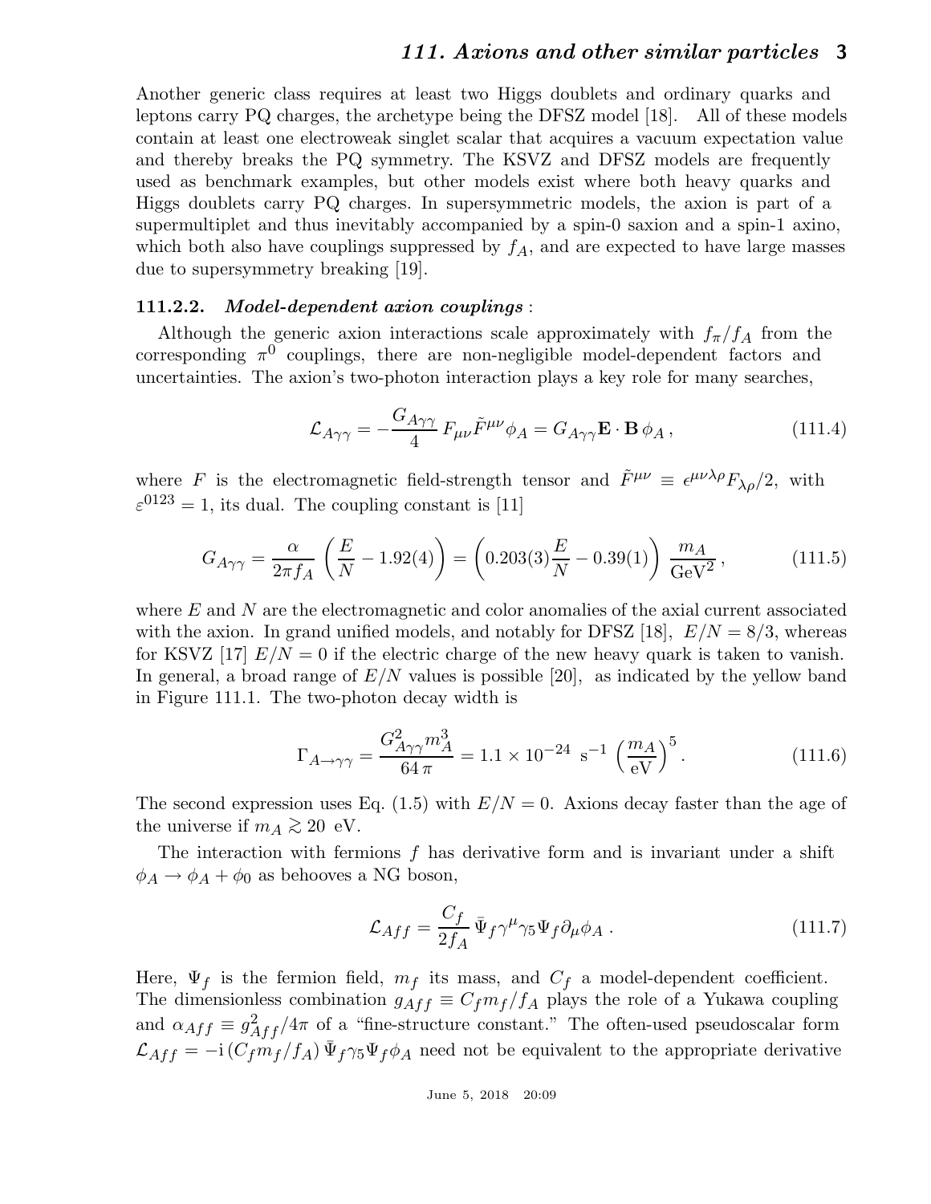Another generic class requires at least two Higgs doublets and ordinary quarks and leptons carry PQ charges, the archetype being the DFSZ model [18]. All of these models contain at least one electroweak singlet scalar that acquires a vacuum expectation value and thereby breaks the PQ symmetry. The KSVZ and DFSZ models are frequently used as benchmark examples, but other models exist where both heavy quarks and Higgs doublets carry PQ charges. In supersymmetric models, the axion is part of a supermultiplet and thus inevitably accompanied by a spin-0 saxion and a spin-1 axino, which both also have couplings suppressed by $f_A$, and are expected to have large masses due to supersymmetry breaking [19].

### 111.2.2. *Model-dependent axion couplings* :

Although the generic axion interactions scale approximately with $f_\pi/f_A$ from the corresponding $\pi^0$ couplings, there are non-negligible model-dependent factors and uncertainties. The axion's two-photon interaction plays a key role for many searches,

$$\mathcal{L}_{A\gamma\gamma} = -\frac{G_{A\gamma\gamma}}{4} F_{\mu\nu}\tilde{F}^{\mu\nu}\phi_A = G_{A\gamma\gamma}\mathbf{E}\cdot\mathbf{B}\,\phi_A\,, \tag{111.4}$$

where $F$ is the electromagnetic field-strength tensor and $\tilde{F}^{\mu\nu} \equiv \epsilon^{\mu\nu\lambda\rho}F_{\lambda\rho}/2$, with $\varepsilon^{0123} = 1$, its dual. The coupling constant is [11]

$$G_{A\gamma\gamma} = \frac{\alpha}{2\pi f_A}\left(\frac{E}{N} - 1.92(4)\right) = \left(0.203(3)\frac{E}{N} - 0.39(1)\right)\frac{m_A}{\mathrm{GeV}^2}\,, \tag{111.5}$$

where $E$ and $N$ are the electromagnetic and color anomalies of the axial current associated with the axion. In grand unified models, and notably for DFSZ [18], $E/N = 8/3$, whereas for KSVZ [17] $E/N = 0$ if the electric charge of the new heavy quark is taken to vanish. In general, a broad range of $E/N$ values is possible [20], as indicated by the yellow band in Figure 111.1. The two-photon decay width is

$$\Gamma_{A\to\gamma\gamma} = \frac{G^2_{A\gamma\gamma}m_A^3}{64\,\pi} = 1.1\times 10^{-24}\ \mathrm{s}^{-1}\left(\frac{m_A}{\mathrm{eV}}\right)^5. \tag{111.6}$$

The second expression uses Eq. (1.5) with $E/N = 0$. Axions decay faster than the age of the universe if $m_A \gtrsim 20$ eV.

The interaction with fermions $f$ has derivative form and is invariant under a shift $\phi_A \to \phi_A + \phi_0$ as behooves a NG boson,

$$\mathcal{L}_{Aff} = \frac{C_f}{2f_A}\,\bar{\Psi}_f\gamma^\mu\gamma_5\Psi_f\partial_\mu\phi_A\,. \tag{111.7}$$

Here, $\Psi_f$ is the fermion field, $m_f$ its mass, and $C_f$ a model-dependent coefficient. The dimensionless combination $g_{Aff} \equiv C_f m_f/f_A$ plays the role of a Yukawa coupling and $\alpha_{Aff} \equiv g^2_{Aff}/4\pi$ of a "fine-structure constant." The often-used pseudoscalar form $\mathcal{L}_{Aff} = -\mathrm{i}\,(C_f m_f/f_A)\,\bar{\Psi}_f\gamma_5\Psi_f\phi_A$ need not be equivalent to the appropriate derivative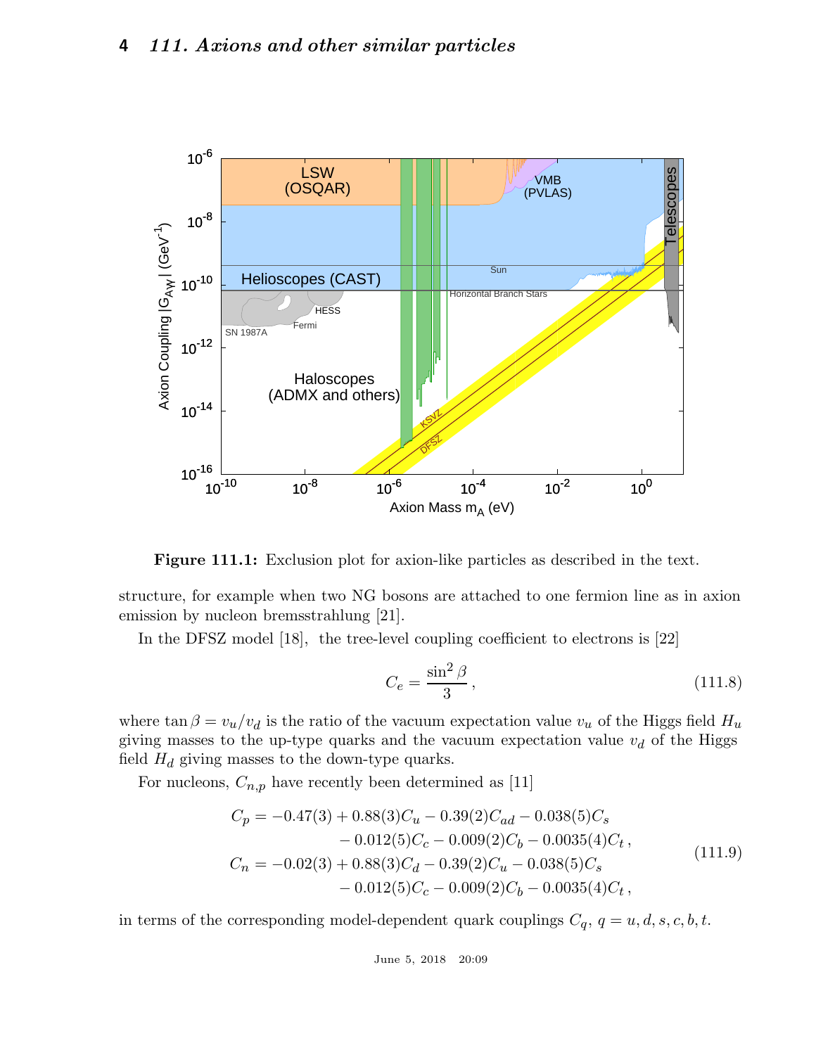**Figure 111.1:** Exclusion plot for axion-like particles as described in the text.

structure, for example when two NG bosons are attached to one fermion line as in axion emission by nucleon bremsstrahlung [21].

In the DFSZ model [18], the tree-level coupling coefficient to electrons is [22]

$$C_e = \frac{\sin^2 \beta}{3}\,, \tag{111.8}$$

where $\tan\beta = v_u/v_d$ is the ratio of the vacuum expectation value $v_u$ of the Higgs field $H_u$ giving masses to the up-type quarks and the vacuum expectation value $v_d$ of the Higgs field $H_d$ giving masses to the down-type quarks.

For nucleons, $C_{n,p}$ have recently been determined as [11]

$$\begin{aligned} C_p = &-0.47(3) + 0.88(3)C_u - 0.39(2)C_{ad} - 0.038(5)C_s \\ &- 0.012(5)C_c - 0.009(2)C_b - 0.0035(4)C_t\,, \\ C_n = &-0.02(3) + 0.88(3)C_d - 0.39(2)C_u - 0.038(5)C_s \\ &- 0.012(5)C_c - 0.009(2)C_b - 0.0035(4)C_t\,, \end{aligned} \tag{111.9}$$

in terms of the corresponding model-dependent quark couplings $C_q$, $q = u, d, s, c, b, t$.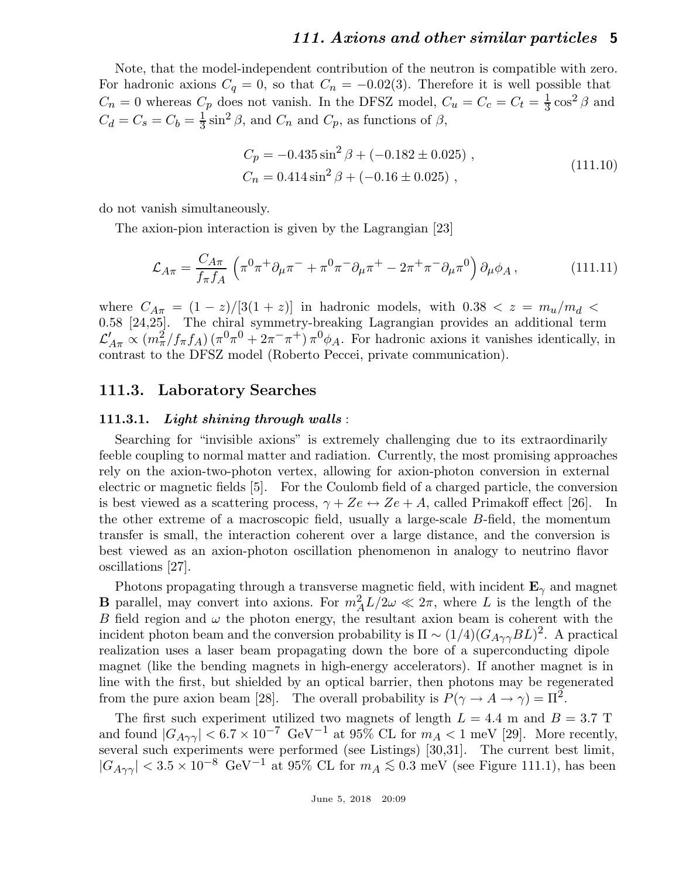Note, that the model-independent contribution of the neutron is compatible with zero. For hadronic axions $C_q = 0$, so that $C_n = -0.02(3)$. Therefore it is well possible that $C_n = 0$ whereas $C_p$ does not vanish. In the DFSZ model, $C_u = C_c = C_t = \frac{1}{3}\cos^2\beta$ and $C_d = C_s = C_b = \frac{1}{3}\sin^2\beta$, and $C_n$ and $C_p$, as functions of $\beta$,

$$
\begin{aligned}
C_p &= -0.435 \sin^2\beta + (-0.182 \pm 0.025) \, , \\
C_n &= 0.414 \sin^2\beta + (-0.16 \pm 0.025) \, ,
\end{aligned}
\tag{111.10}
$$

do not vanish simultaneously.

The axion-pion interaction is given by the Lagrangian [23]

$$
\mathcal{L}_{A\pi} = \frac{C_{A\pi}}{f_\pi f_A} \left( \pi^0 \pi^+ \partial_\mu \pi^- + \pi^0 \pi^- \partial_\mu \pi^+ - 2\pi^+ \pi^- \partial_\mu \pi^0 \right) \partial_\mu \phi_A \, , \tag{111.11}
$$

where $C_{A\pi} = (1-z)/[3(1+z)]$ in hadronic models, with $0.38 < z = m_u/m_d < 0.58$ [24,25]. The chiral symmetry-breaking Lagrangian provides an additional term $\mathcal{L}'_{A\pi} \propto (m_\pi^2/f_\pi f_A)\,(\pi^0\pi^0 + 2\pi^-\pi^+)\,\pi^0\phi_A$. For hadronic axions it vanishes identically, in contrast to the DFSZ model (Roberto Peccei, private communication).

## 111.3. Laboratory Searches

### 111.3.1. *Light shining through walls* :

Searching for "invisible axions" is extremely challenging due to its extraordinarily feeble coupling to normal matter and radiation. Currently, the most promising approaches rely on the axion-two-photon vertex, allowing for axion-photon conversion in external electric or magnetic fields [5]. For the Coulomb field of a charged particle, the conversion is best viewed as a scattering process, $\gamma + Ze \leftrightarrow Ze + A$, called Primakoff effect [26]. In the other extreme of a macroscopic field, usually a large-scale $B$-field, the momentum transfer is small, the interaction coherent over a large distance, and the conversion is best viewed as an axion-photon oscillation phenomenon in analogy to neutrino flavor oscillations [27].

Photons propagating through a transverse magnetic field, with incident $\mathbf{E}_\gamma$ and magnet $\mathbf{B}$ parallel, may convert into axions. For $m_A^2 L/2\omega \ll 2\pi$, where $L$ is the length of the $B$ field region and $\omega$ the photon energy, the resultant axion beam is coherent with the incident photon beam and the conversion probability is $\Pi \sim (1/4)(G_{A\gamma\gamma}BL)^2$. A practical realization uses a laser beam propagating down the bore of a superconducting dipole magnet (like the bending magnets in high-energy accelerators). If another magnet is in line with the first, but shielded by an optical barrier, then photons may be regenerated from the pure axion beam [28]. The overall probability is $P(\gamma \to A \to \gamma) = \Pi^2$.

The first such experiment utilized two magnets of length $L = 4.4$ m and $B = 3.7$ T and found $|G_{A\gamma\gamma}| < 6.7 \times 10^{-7}$ GeV$^{-1}$ at 95% CL for $m_A < 1$ meV [29]. More recently, several such experiments were performed (see Listings) [30,31]. The current best limit, $|G_{A\gamma\gamma}| < 3.5 \times 10^{-8}$ GeV$^{-1}$ at 95% CL for $m_A \lesssim 0.3$ meV (see Figure 111.1), has been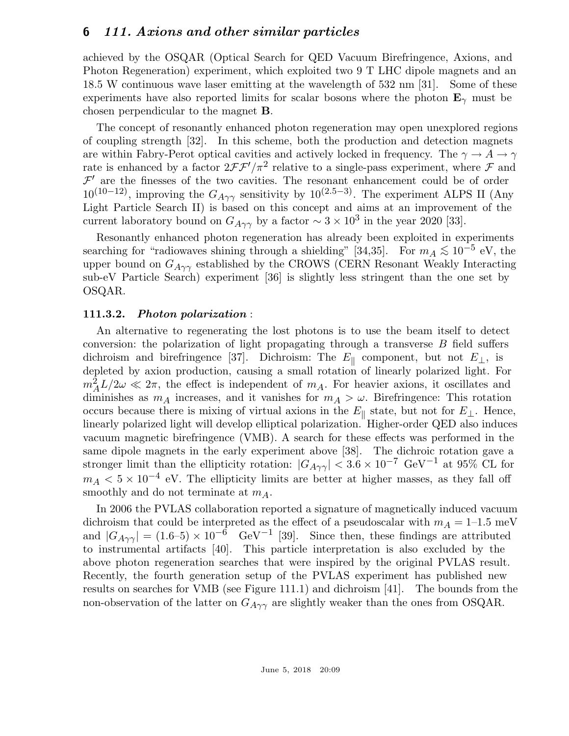achieved by the OSQAR (Optical Search for QED Vacuum Birefringence, Axions, and Photon Regeneration) experiment, which exploited two 9 T LHC dipole magnets and an 18.5 W continuous wave laser emitting at the wavelength of 532 nm [31]. Some of these experiments have also reported limits for scalar bosons where the photon $\mathbf{E}_\gamma$ must be chosen perpendicular to the magnet $\mathbf{B}$.

The concept of resonantly enhanced photon regeneration may open unexplored regions of coupling strength [32]. In this scheme, both the production and detection magnets are within Fabry-Perot optical cavities and actively locked in frequency. The $\gamma \to A \to \gamma$ rate is enhanced by a factor $2\mathcal{F}\mathcal{F}'/\pi^2$ relative to a single-pass experiment, where $\mathcal{F}$ and $\mathcal{F}'$ are the finesses of the two cavities. The resonant enhancement could be of order $10^{(10-12)}$, improving the $G_{A\gamma\gamma}$ sensitivity by $10^{(2.5-3)}$. The experiment ALPS II (Any Light Particle Search II) is based on this concept and aims at an improvement of the current laboratory bound on $G_{A\gamma\gamma}$ by a factor $\sim 3 \times 10^3$ in the year 2020 [33].

Resonantly enhanced photon regeneration has already been exploited in experiments searching for "radiowaves shining through a shielding" [34,35]. For $m_A \lesssim 10^{-5}$ eV, the upper bound on $G_{A\gamma\gamma}$ established by the CROWS (CERN Resonant Weakly Interacting sub-eV Particle Search) experiment [36] is slightly less stringent than the one set by OSQAR.

### 111.3.2. *Photon polarization* :

An alternative to regenerating the lost photons is to use the beam itself to detect conversion: the polarization of light propagating through a transverse $B$ field suffers dichroism and birefringence [37]. Dichroism: The $E_\parallel$ component, but not $E_\perp$, is depleted by axion production, causing a small rotation of linearly polarized light. For $m_A^2 L/2\omega \ll 2\pi$, the effect is independent of $m_A$. For heavier axions, it oscillates and diminishes as $m_A$ increases, and it vanishes for $m_A > \omega$. Birefringence: This rotation occurs because there is mixing of virtual axions in the $E_\parallel$ state, but not for $E_\perp$. Hence, linearly polarized light will develop elliptical polarization. Higher-order QED also induces vacuum magnetic birefringence (VMB). A search for these effects was performed in the same dipole magnets in the early experiment above [38]. The dichroic rotation gave a stronger limit than the ellipticity rotation: $|G_{A\gamma\gamma}| < 3.6 \times 10^{-7}$ GeV$^{-1}$ at 95% CL for $m_A < 5 \times 10^{-4}$ eV. The ellipticity limits are better at higher masses, as they fall off smoothly and do not terminate at $m_A$.

In 2006 the PVLAS collaboration reported a signature of magnetically induced vacuum dichroism that could be interpreted as the effect of a pseudoscalar with $m_A = 1$–$1.5$ meV and $|G_{A\gamma\gamma}| = (1.6\text{–}5) \times 10^{-6}$ GeV$^{-1}$ [39]. Since then, these findings are attributed to instrumental artifacts [40]. This particle interpretation is also excluded by the above photon regeneration searches that were inspired by the original PVLAS result. Recently, the fourth generation setup of the PVLAS experiment has published new results on searches for VMB (see Figure 111.1) and dichroism [41]. The bounds from the non-observation of the latter on $G_{A\gamma\gamma}$ are slightly weaker than the ones from OSQAR.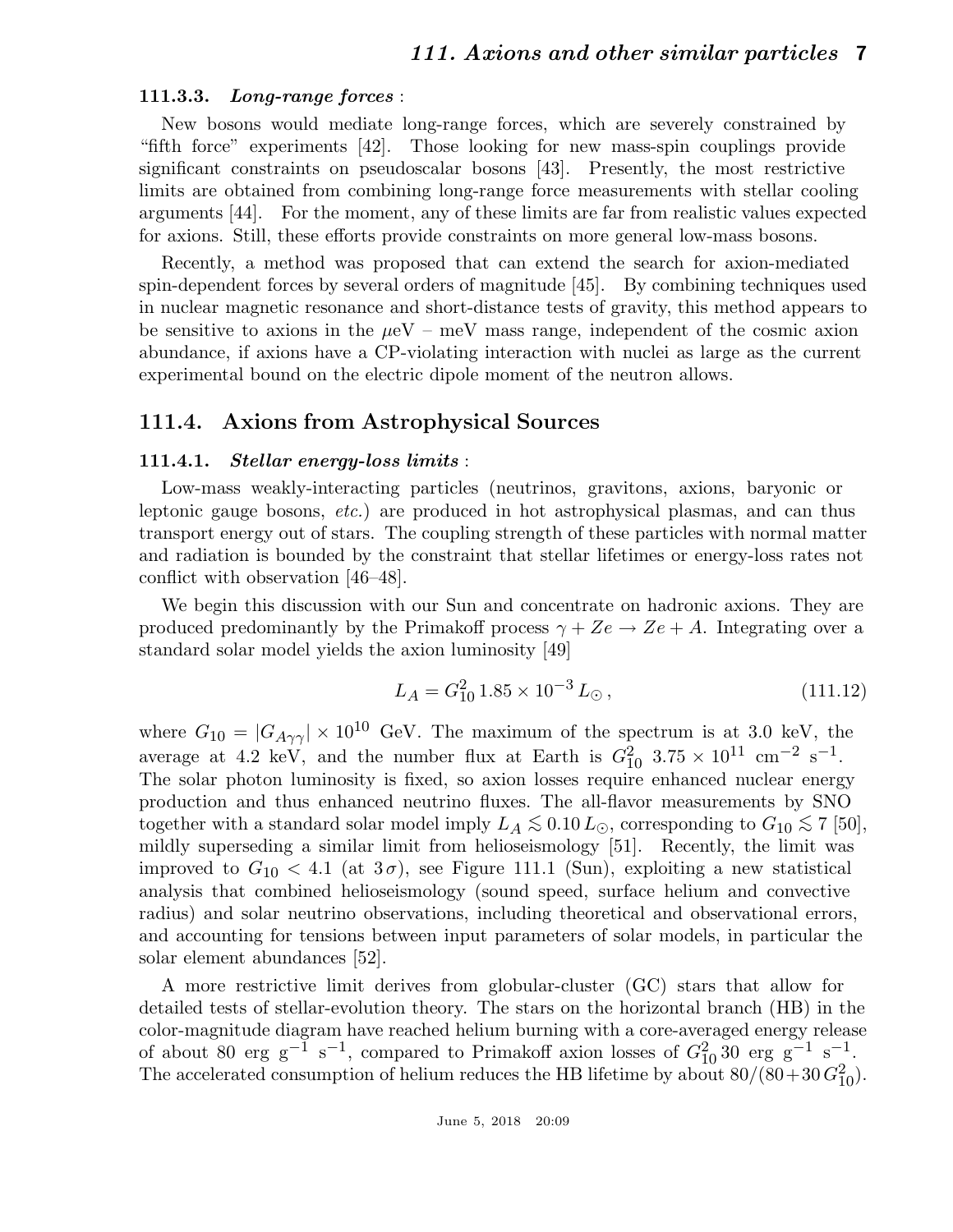#### 111.3.3. *Long-range forces* :

New bosons would mediate long-range forces, which are severely constrained by "fifth force" experiments [42]. Those looking for new mass-spin couplings provide significant constraints on pseudoscalar bosons [43]. Presently, the most restrictive limits are obtained from combining long-range force measurements with stellar cooling arguments [44]. For the moment, any of these limits are far from realistic values expected for axions. Still, these efforts provide constraints on more general low-mass bosons.

Recently, a method was proposed that can extend the search for axion-mediated spin-dependent forces by several orders of magnitude [45]. By combining techniques used in nuclear magnetic resonance and short-distance tests of gravity, this method appears to be sensitive to axions in the $\mu$eV – meV mass range, independent of the cosmic axion abundance, if axions have a CP-violating interaction with nuclei as large as the current experimental bound on the electric dipole moment of the neutron allows.

## 111.4. Axions from Astrophysical Sources

#### 111.4.1. *Stellar energy-loss limits* :

Low-mass weakly-interacting particles (neutrinos, gravitons, axions, baryonic or leptonic gauge bosons, *etc.*) are produced in hot astrophysical plasmas, and can thus transport energy out of stars. The coupling strength of these particles with normal matter and radiation is bounded by the constraint that stellar lifetimes or energy-loss rates not conflict with observation [46–48].

We begin this discussion with our Sun and concentrate on hadronic axions. They are produced predominantly by the Primakoff process $\gamma + Ze \to Ze + A$. Integrating over a standard solar model yields the axion luminosity [49]

$$L_A = G_{10}^2 \, 1.85 \times 10^{-3} \, L_\odot \, , \tag{111.12}$$

where $G_{10} = |G_{A\gamma\gamma}| \times 10^{10}$ GeV. The maximum of the spectrum is at 3.0 keV, the average at 4.2 keV, and the number flux at Earth is $G_{10}^2 \; 3.75 \times 10^{11} \; \text{cm}^{-2} \; \text{s}^{-1}$. The solar photon luminosity is fixed, so axion losses require enhanced nuclear energy production and thus enhanced neutrino fluxes. The all-flavor measurements by SNO together with a standard solar model imply $L_A \lesssim 0.10 \, L_\odot$, corresponding to $G_{10} \lesssim 7$ [50], mildly superseding a similar limit from helioseismology [51]. Recently, the limit was improved to $G_{10} < 4.1$ (at $3\,\sigma$), see Figure 111.1 (Sun), exploiting a new statistical analysis that combined helioseismology (sound speed, surface helium and convective radius) and solar neutrino observations, including theoretical and observational errors, and accounting for tensions between input parameters of solar models, in particular the solar element abundances [52].

A more restrictive limit derives from globular-cluster (GC) stars that allow for detailed tests of stellar-evolution theory. The stars on the horizontal branch (HB) in the color-magnitude diagram have reached helium burning with a core-averaged energy release of about 80 erg $\text{g}^{-1}$ $\text{s}^{-1}$, compared to Primakoff axion losses of $G_{10}^2 \, 30$ erg $\text{g}^{-1}$ $\text{s}^{-1}$. The accelerated consumption of helium reduces the HB lifetime by about $80/(80 + 30\,G_{10}^2)$.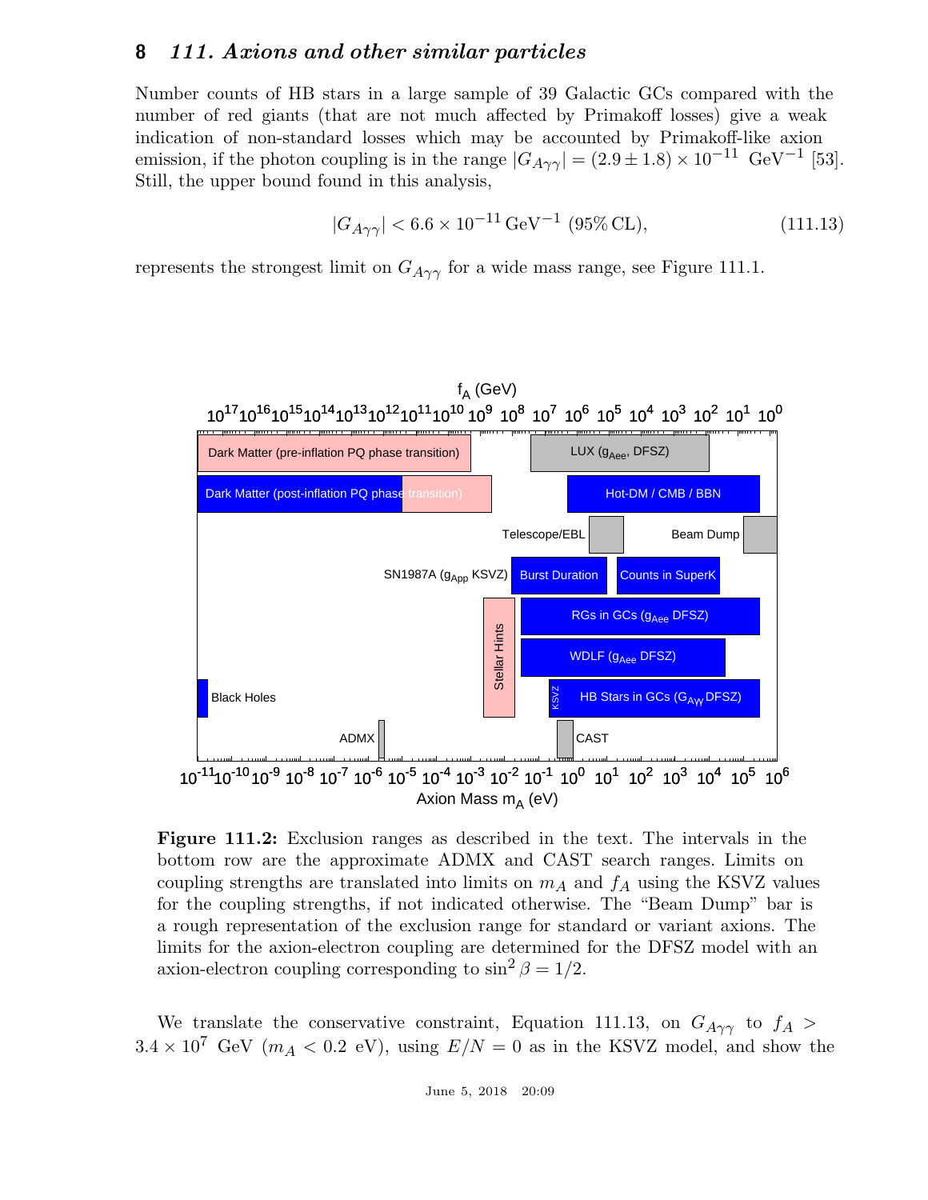Number counts of HB stars in a large sample of 39 Galactic GCs compared with the number of red giants (that are not much affected by Primakoff losses) give a weak indication of non-standard losses which may be accounted by Primakoff-like axion emission, if the photon coupling is in the range $|G_{A\gamma\gamma}| = (2.9 \pm 1.8) \times 10^{-11}\ \mathrm{GeV}^{-1}$ [53]. Still, the upper bound found in this analysis,

$$|G_{A\gamma\gamma}| < 6.6 \times 10^{-11}\,\mathrm{GeV}^{-1}\ (95\%\,\mathrm{CL}), \tag{111.13}$$

represents the strongest limit on $G_{A\gamma\gamma}$ for a wide mass range, see Figure 111.1.

**Figure 111.2:** Exclusion ranges as described in the text. The intervals in the bottom row are the approximate ADMX and CAST search ranges. Limits on coupling strengths are translated into limits on $m_A$ and $f_A$ using the KSVZ values for the coupling strengths, if not indicated otherwise. The "Beam Dump" bar is a rough representation of the exclusion range for standard or variant axions. The limits for the axion-electron coupling are determined for the DFSZ model with an axion-electron coupling corresponding to $\sin^2\beta = 1/2$.

We translate the conservative constraint, Equation 111.13, on $G_{A\gamma\gamma}$ to $f_A > 3.4 \times 10^7$ GeV ($m_A < 0.2$ eV), using $E/N = 0$ as in the KSVZ model, and show the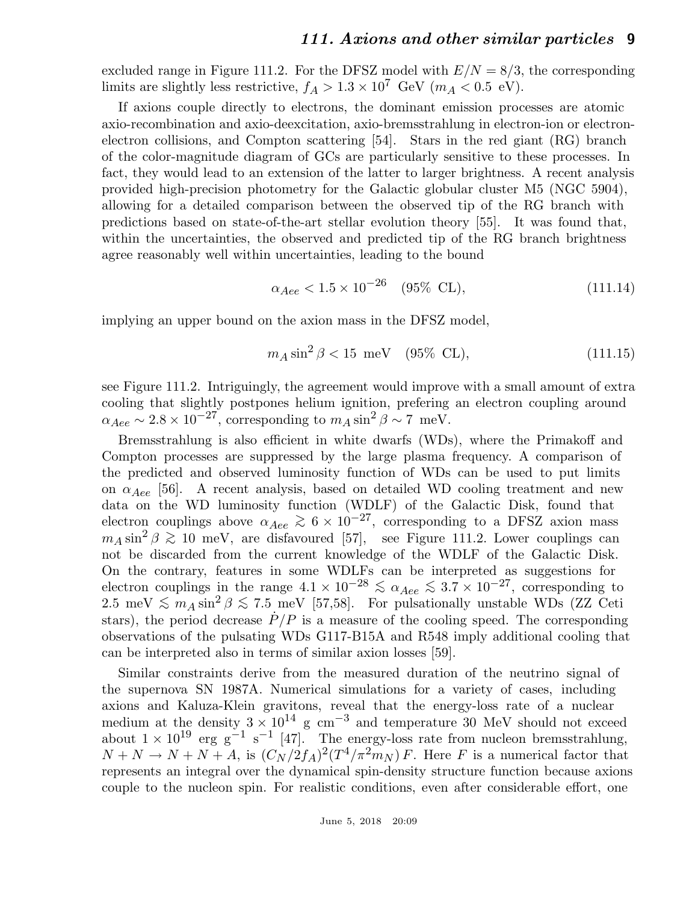excluded range in Figure 111.2. For the DFSZ model with $E/N = 8/3$, the corresponding limits are slightly less restrictive, $f_A > 1.3 \times 10^7$ GeV ($m_A < 0.5$ eV).

If axions couple directly to electrons, the dominant emission processes are atomic axio-recombination and axio-deexcitation, axio-bremsstrahlung in electron-ion or electron-electron collisions, and Compton scattering [54]. Stars in the red giant (RG) branch of the color-magnitude diagram of GCs are particularly sensitive to these processes. In fact, they would lead to an extension of the latter to larger brightness. A recent analysis provided high-precision photometry for the Galactic globular cluster M5 (NGC 5904), allowing for a detailed comparison between the observed tip of the RG branch with predictions based on state-of-the-art stellar evolution theory [55]. It was found that, within the uncertainties, the observed and predicted tip of the RG branch brightness agree reasonably well within uncertainties, leading to the bound

$$\alpha_{Aee} < 1.5 \times 10^{-26} \quad (95\% \text{ CL}), \tag{111.14}$$

implying an upper bound on the axion mass in the DFSZ model,

$$m_A \sin^2 \beta < 15 \text{ meV} \quad (95\% \text{ CL}), \tag{111.15}$$

see Figure 111.2. Intriguingly, the agreement would improve with a small amount of extra cooling that slightly postpones helium ignition, prefering an electron coupling around $\alpha_{Aee} \sim 2.8 \times 10^{-27}$, corresponding to $m_A \sin^2 \beta \sim 7$ meV.

Bremsstrahlung is also efficient in white dwarfs (WDs), where the Primakoff and Compton processes are suppressed by the large plasma frequency. A comparison of the predicted and observed luminosity function of WDs can be used to put limits on $\alpha_{Aee}$ [56]. A recent analysis, based on detailed WD cooling treatment and new data on the WD luminosity function (WDLF) of the Galactic Disk, found that electron couplings above $\alpha_{Aee} \gtrsim 6 \times 10^{-27}$, corresponding to a DFSZ axion mass $m_A \sin^2 \beta \gtrsim 10$ meV, are disfavoured [57], see Figure 111.2. Lower couplings can not be discarded from the current knowledge of the WDLF of the Galactic Disk. On the contrary, features in some WDLFs can be interpreted as suggestions for electron couplings in the range $4.1 \times 10^{-28} \lesssim \alpha_{Aee} \lesssim 3.7 \times 10^{-27}$, corresponding to $2.5 \text{ meV} \lesssim m_A \sin^2 \beta \lesssim 7.5 \text{ meV}$ [57,58]. For pulsationally unstable WDs (ZZ Ceti stars), the period decrease $\dot{P}/P$ is a measure of the cooling speed. The corresponding observations of the pulsating WDs G117-B15A and R548 imply additional cooling that can be interpreted also in terms of similar axion losses [59].

Similar constraints derive from the measured duration of the neutrino signal of the supernova SN 1987A. Numerical simulations for a variety of cases, including axions and Kaluza-Klein gravitons, reveal that the energy-loss rate of a nuclear medium at the density $3 \times 10^{14}$ g cm$^{-3}$ and temperature 30 MeV should not exceed about $1 \times 10^{19}$ erg g$^{-1}$ s$^{-1}$ [47]. The energy-loss rate from nucleon bremsstrahlung, $N + N \to N + N + A$, is $(C_N/2f_A)^2(T^4/\pi^2 m_N)\, F$. Here $F$ is a numerical factor that represents an integral over the dynamical spin-density structure function because axions couple to the nucleon spin. For realistic conditions, even after considerable effort, one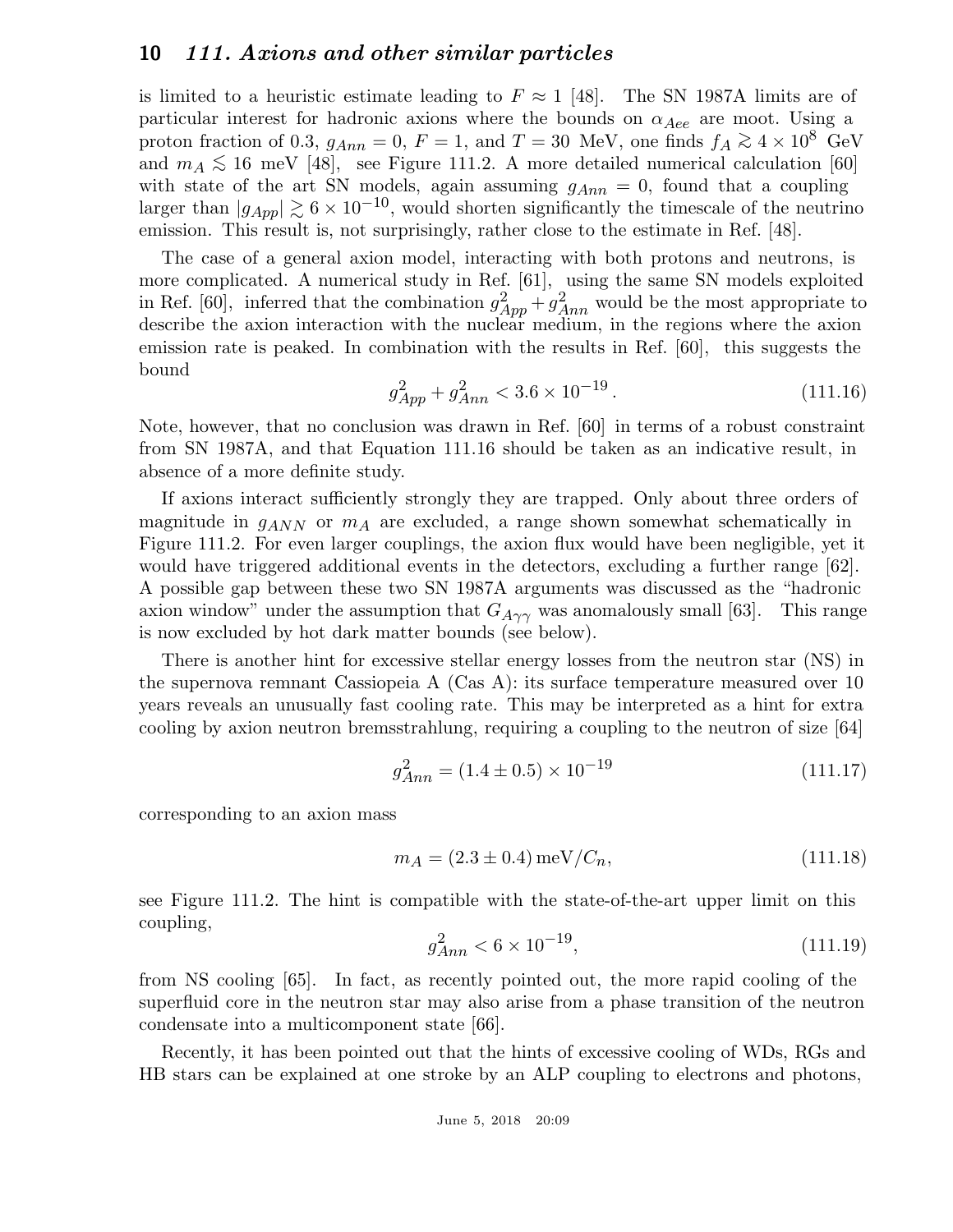is limited to a heuristic estimate leading to $F \approx 1$ [48]. The SN 1987A limits are of particular interest for hadronic axions where the bounds on $\alpha_{Aee}$ are moot. Using a proton fraction of 0.3, $g_{Ann} = 0$, $F = 1$, and $T = 30$ MeV, one finds $f_A \gtrsim 4 \times 10^8$ GeV and $m_A \lesssim 16$ meV [48], see Figure 111.2. A more detailed numerical calculation [60] with state of the art SN models, again assuming $g_{Ann} = 0$, found that a coupling larger than $|g_{App}| \gtrsim 6 \times 10^{-10}$, would shorten significantly the timescale of the neutrino emission. This result is, not surprisingly, rather close to the estimate in Ref. [48].

The case of a general axion model, interacting with both protons and neutrons, is more complicated. A numerical study in Ref. [61], using the same SN models exploited in Ref. [60], inferred that the combination $g_{App}^2 + g_{Ann}^2$ would be the most appropriate to describe the axion interaction with the nuclear medium, in the regions where the axion emission rate is peaked. In combination with the results in Ref. [60], this suggests the bound

$$g_{App}^2 + g_{Ann}^2 < 3.6 \times 10^{-19} \,. \tag{111.16}$$

Note, however, that no conclusion was drawn in Ref. [60] in terms of a robust constraint from SN 1987A, and that Equation 111.16 should be taken as an indicative result, in absence of a more definite study.

If axions interact sufficiently strongly they are trapped. Only about three orders of magnitude in $g_{ANN}$ or $m_A$ are excluded, a range shown somewhat schematically in Figure 111.2. For even larger couplings, the axion flux would have been negligible, yet it would have triggered additional events in the detectors, excluding a further range [62]. A possible gap between these two SN 1987A arguments was discussed as the "hadronic axion window" under the assumption that $G_{A\gamma\gamma}$ was anomalously small [63]. This range is now excluded by hot dark matter bounds (see below).

There is another hint for excessive stellar energy losses from the neutron star (NS) in the supernova remnant Cassiopeia A (Cas A): its surface temperature measured over 10 years reveals an unusually fast cooling rate. This may be interpreted as a hint for extra cooling by axion neutron bremsstrahlung, requiring a coupling to the neutron of size [64]

$$g_{Ann}^2 = (1.4 \pm 0.5) \times 10^{-19} \tag{111.17}$$

corresponding to an axion mass

$$m_A = (2.3 \pm 0.4)\,\text{meV}/C_n, \tag{111.18}$$

see Figure 111.2. The hint is compatible with the state-of-the-art upper limit on this coupling,

$$g_{Ann}^2 < 6 \times 10^{-19}, \tag{111.19}$$

from NS cooling [65]. In fact, as recently pointed out, the more rapid cooling of the superfluid core in the neutron star may also arise from a phase transition of the neutron condensate into a multicomponent state [66].

Recently, it has been pointed out that the hints of excessive cooling of WDs, RGs and HB stars can be explained at one stroke by an ALP coupling to electrons and photons,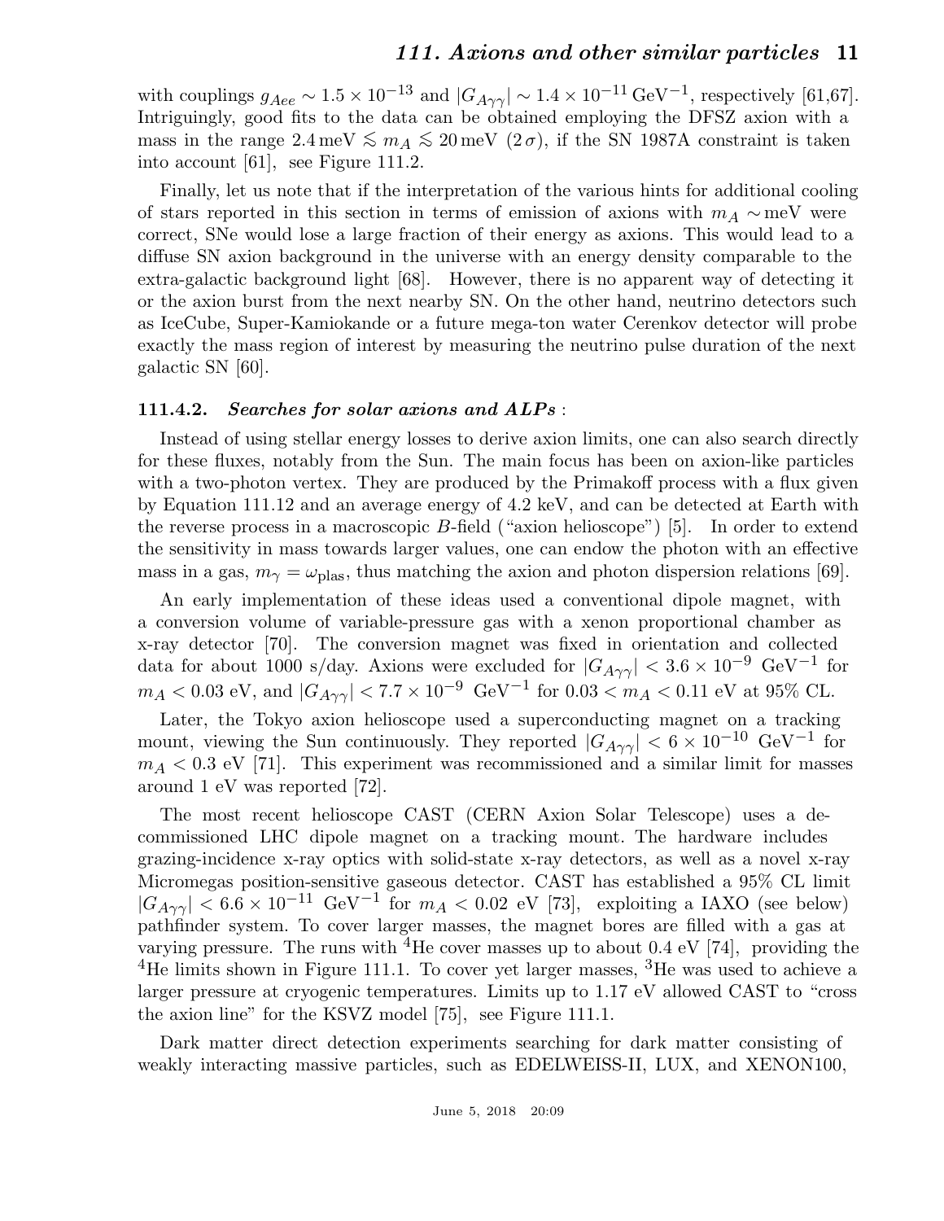with couplings $g_{Aee} \sim 1.5 \times 10^{-13}$ and $|G_{A\gamma\gamma}| \sim 1.4 \times 10^{-11}\,\text{GeV}^{-1}$, respectively [61,67]. Intriguingly, good fits to the data can be obtained employing the DFSZ axion with a mass in the range $2.4\,\text{meV} \lesssim m_A \lesssim 20\,\text{meV}$ $(2\,\sigma)$, if the SN 1987A constraint is taken into account [61], see Figure 111.2.

Finally, let us note that if the interpretation of the various hints for additional cooling of stars reported in this section in terms of emission of axions with $m_A \sim$meV were correct, SNe would lose a large fraction of their energy as axions. This would lead to a diffuse SN axion background in the universe with an energy density comparable to the extra-galactic background light [68]. However, there is no apparent way of detecting it or the axion burst from the next nearby SN. On the other hand, neutrino detectors such as IceCube, Super-Kamiokande or a future mega-ton water Cerenkov detector will probe exactly the mass region of interest by measuring the neutrino pulse duration of the next galactic SN [60].

### 111.4.2. *Searches for solar axions and ALPs* :

Instead of using stellar energy losses to derive axion limits, one can also search directly for these fluxes, notably from the Sun. The main focus has been on axion-like particles with a two-photon vertex. They are produced by the Primakoff process with a flux given by Equation 111.12 and an average energy of 4.2 keV, and can be detected at Earth with the reverse process in a macroscopic $B$-field ("axion helioscope") [5]. In order to extend the sensitivity in mass towards larger values, one can endow the photon with an effective mass in a gas, $m_\gamma = \omega_{\text{plas}}$, thus matching the axion and photon dispersion relations [69].

An early implementation of these ideas used a conventional dipole magnet, with a conversion volume of variable-pressure gas with a xenon proportional chamber as x-ray detector [70]. The conversion magnet was fixed in orientation and collected data for about 1000 s/day. Axions were excluded for $|G_{A\gamma\gamma}| < 3.6 \times 10^{-9}$ GeV$^{-1}$ for $m_A < 0.03$ eV, and $|G_{A\gamma\gamma}| < 7.7 \times 10^{-9}$ GeV$^{-1}$ for $0.03 < m_A < 0.11$ eV at 95% CL.

Later, the Tokyo axion helioscope used a superconducting magnet on a tracking mount, viewing the Sun continuously. They reported $|G_{A\gamma\gamma}| < 6 \times 10^{-10}$ GeV$^{-1}$ for $m_A < 0.3$ eV [71]. This experiment was recommissioned and a similar limit for masses around 1 eV was reported [72].

The most recent helioscope CAST (CERN Axion Solar Telescope) uses a decommissioned LHC dipole magnet on a tracking mount. The hardware includes grazing-incidence x-ray optics with solid-state x-ray detectors, as well as a novel x-ray Micromegas position-sensitive gaseous detector. CAST has established a 95% CL limit $|G_{A\gamma\gamma}| < 6.6 \times 10^{-11}$ GeV$^{-1}$ for $m_A < 0.02$ eV [73], exploiting a IAXO (see below) pathfinder system. To cover larger masses, the magnet bores are filled with a gas at varying pressure. The runs with $^4$He cover masses up to about 0.4 eV [74], providing the $^4$He limits shown in Figure 111.1. To cover yet larger masses, $^3$He was used to achieve a larger pressure at cryogenic temperatures. Limits up to 1.17 eV allowed CAST to "cross the axion line" for the KSVZ model [75], see Figure 111.1.

Dark matter direct detection experiments searching for dark matter consisting of weakly interacting massive particles, such as EDELWEISS-II, LUX, and XENON100,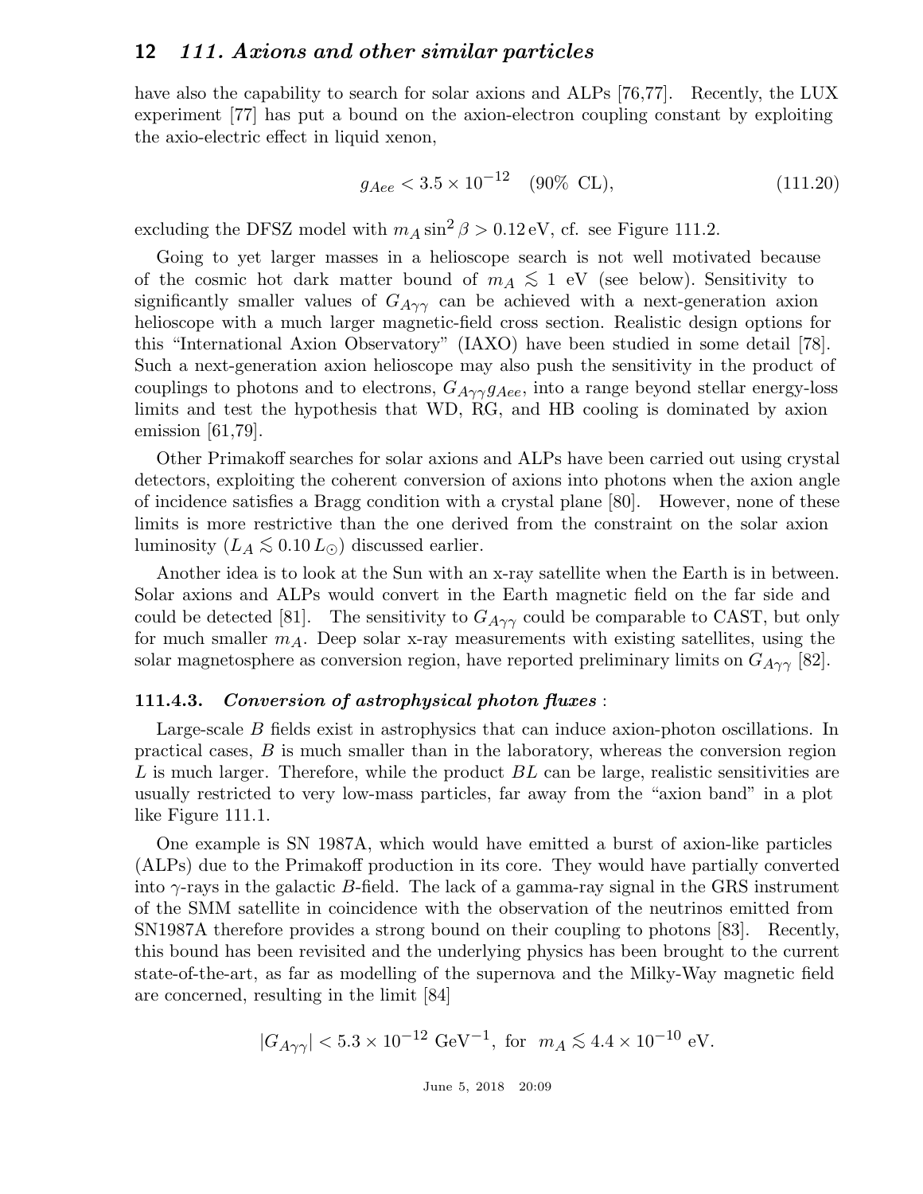have also the capability to search for solar axions and ALPs [76,77]. Recently, the LUX experiment [77] has put a bound on the axion-electron coupling constant by exploiting the axio-electric effect in liquid xenon,

$$g_{Aee} < 3.5 \times 10^{-12} \quad (90\% \text{ CL}), \tag{111.20}$$

excluding the DFSZ model with $m_A \sin^2 \beta > 0.12\,\text{eV}$, cf. see Figure 111.2.

Going to yet larger masses in a helioscope search is not well motivated because of the cosmic hot dark matter bound of $m_A \lesssim 1$ eV (see below). Sensitivity to significantly smaller values of $G_{A\gamma\gamma}$ can be achieved with a next-generation axion helioscope with a much larger magnetic-field cross section. Realistic design options for this "International Axion Observatory" (IAXO) have been studied in some detail [78]. Such a next-generation axion helioscope may also push the sensitivity in the product of couplings to photons and to electrons, $G_{A\gamma\gamma} g_{Aee}$, into a range beyond stellar energy-loss limits and test the hypothesis that WD, RG, and HB cooling is dominated by axion emission [61,79].

Other Primakoff searches for solar axions and ALPs have been carried out using crystal detectors, exploiting the coherent conversion of axions into photons when the axion angle of incidence satisfies a Bragg condition with a crystal plane [80]. However, none of these limits is more restrictive than the one derived from the constraint on the solar axion luminosity ($L_A \lesssim 0.10\, L_\odot$) discussed earlier.

Another idea is to look at the Sun with an x-ray satellite when the Earth is in between. Solar axions and ALPs would convert in the Earth magnetic field on the far side and could be detected [81]. The sensitivity to $G_{A\gamma\gamma}$ could be comparable to CAST, but only for much smaller $m_A$. Deep solar x-ray measurements with existing satellites, using the solar magnetosphere as conversion region, have reported preliminary limits on $G_{A\gamma\gamma}$ [82].

### 111.4.3. *Conversion of astrophysical photon fluxes* :

Large-scale $B$ fields exist in astrophysics that can induce axion-photon oscillations. In practical cases, $B$ is much smaller than in the laboratory, whereas the conversion region $L$ is much larger. Therefore, while the product $BL$ can be large, realistic sensitivities are usually restricted to very low-mass particles, far away from the "axion band" in a plot like Figure 111.1.

One example is SN 1987A, which would have emitted a burst of axion-like particles (ALPs) due to the Primakoff production in its core. They would have partially converted into $\gamma$-rays in the galactic $B$-field. The lack of a gamma-ray signal in the GRS instrument of the SMM satellite in coincidence with the observation of the neutrinos emitted from SN1987A therefore provides a strong bound on their coupling to photons [83]. Recently, this bound has been revisited and the underlying physics has been brought to the current state-of-the-art, as far as modelling of the supernova and the Milky-Way magnetic field are concerned, resulting in the limit [84]

$$|G_{A\gamma\gamma}| < 5.3 \times 10^{-12}\ \text{GeV}^{-1},\ \text{for}\ \ m_A \lesssim 4.4 \times 10^{-10}\ \text{eV}.$$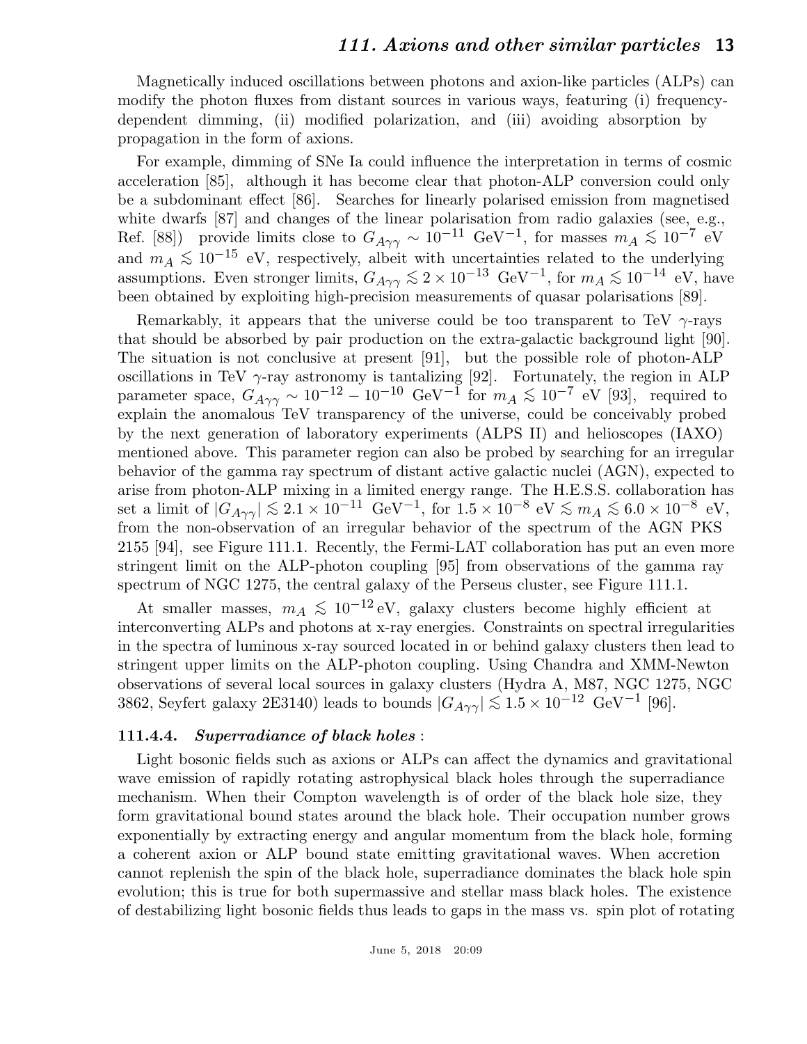Magnetically induced oscillations between photons and axion-like particles (ALPs) can modify the photon fluxes from distant sources in various ways, featuring (i) frequency-dependent dimming, (ii) modified polarization, and (iii) avoiding absorption by propagation in the form of axions.

For example, dimming of SNe Ia could influence the interpretation in terms of cosmic acceleration [85], although it has become clear that photon-ALP conversion could only be a subdominant effect [86]. Searches for linearly polarised emission from magnetised white dwarfs [87] and changes of the linear polarisation from radio galaxies (see, e.g., Ref. [88]) provide limits close to $G_{A\gamma\gamma} \sim 10^{-11}$ GeV$^{-1}$, for masses $m_A \lesssim 10^{-7}$ eV and $m_A \lesssim 10^{-15}$ eV, respectively, albeit with uncertainties related to the underlying assumptions. Even stronger limits, $G_{A\gamma\gamma} \lesssim 2 \times 10^{-13}$ GeV$^{-1}$, for $m_A \lesssim 10^{-14}$ eV, have been obtained by exploiting high-precision measurements of quasar polarisations [89].

Remarkably, it appears that the universe could be too transparent to TeV $\gamma$-rays that should be absorbed by pair production on the extra-galactic background light [90]. The situation is not conclusive at present [91], but the possible role of photon-ALP oscillations in TeV $\gamma$-ray astronomy is tantalizing [92]. Fortunately, the region in ALP parameter space, $G_{A\gamma\gamma} \sim 10^{-12} - 10^{-10}$ GeV$^{-1}$ for $m_A \lesssim 10^{-7}$ eV [93], required to explain the anomalous TeV transparency of the universe, could be conceivably probed by the next generation of laboratory experiments (ALPS II) and helioscopes (IAXO) mentioned above. This parameter region can also be probed by searching for an irregular behavior of the gamma ray spectrum of distant active galactic nuclei (AGN), expected to arise from photon-ALP mixing in a limited energy range. The H.E.S.S. collaboration has set a limit of $|G_{A\gamma\gamma}| \lesssim 2.1 \times 10^{-11}$ GeV$^{-1}$, for $1.5 \times 10^{-8}$ eV $\lesssim m_A \lesssim 6.0 \times 10^{-8}$ eV, from the non-observation of an irregular behavior of the spectrum of the AGN PKS 2155 [94], see Figure 111.1. Recently, the Fermi-LAT collaboration has put an even more stringent limit on the ALP-photon coupling [95] from observations of the gamma ray spectrum of NGC 1275, the central galaxy of the Perseus cluster, see Figure 111.1.

At smaller masses, $m_A \lesssim 10^{-12}$ eV, galaxy clusters become highly efficient at interconverting ALPs and photons at x-ray energies. Constraints on spectral irregularities in the spectra of luminous x-ray sourced located in or behind galaxy clusters then lead to stringent upper limits on the ALP-photon coupling. Using Chandra and XMM-Newton observations of several local sources in galaxy clusters (Hydra A, M87, NGC 1275, NGC 3862, Seyfert galaxy 2E3140) leads to bounds $|G_{A\gamma\gamma}| \lesssim 1.5 \times 10^{-12}$ GeV$^{-1}$ [96].

### 111.4.4. *Superradiance of black holes* :

Light bosonic fields such as axions or ALPs can affect the dynamics and gravitational wave emission of rapidly rotating astrophysical black holes through the superradiance mechanism. When their Compton wavelength is of order of the black hole size, they form gravitational bound states around the black hole. Their occupation number grows exponentially by extracting energy and angular momentum from the black hole, forming a coherent axion or ALP bound state emitting gravitational waves. When accretion cannot replenish the spin of the black hole, superradiance dominates the black hole spin evolution; this is true for both supermassive and stellar mass black holes. The existence of destabilizing light bosonic fields thus leads to gaps in the mass vs. spin plot of rotating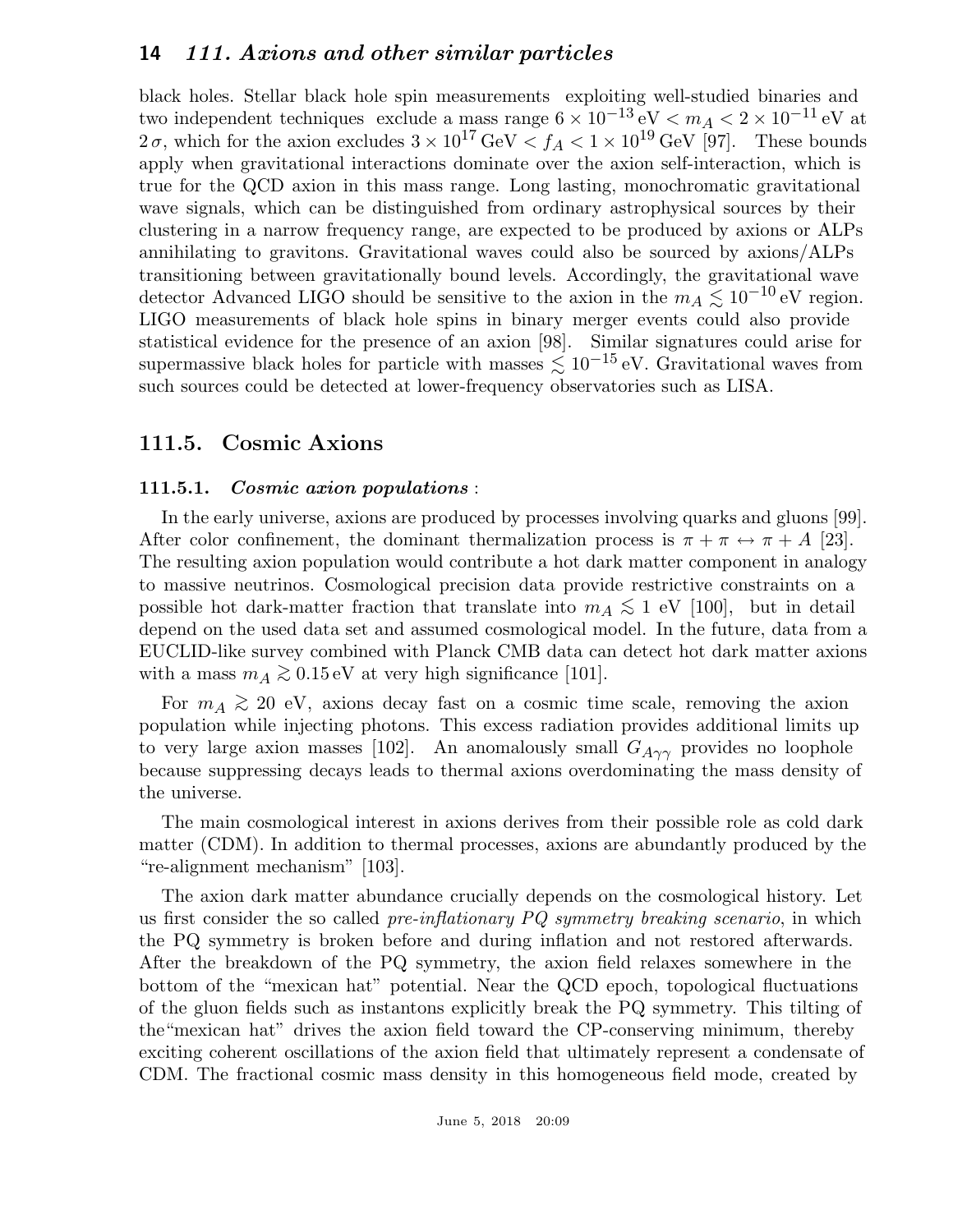black holes. Stellar black hole spin measurements exploiting well-studied binaries and two independent techniques exclude a mass range $6 \times 10^{-13}\,\text{eV} < m_A < 2 \times 10^{-11}\,\text{eV}$ at $2\,\sigma$, which for the axion excludes $3 \times 10^{17}\,\text{GeV} < f_A < 1 \times 10^{19}\,\text{GeV}$ [97]. These bounds apply when gravitational interactions dominate over the axion self-interaction, which is true for the QCD axion in this mass range. Long lasting, monochromatic gravitational wave signals, which can be distinguished from ordinary astrophysical sources by their clustering in a narrow frequency range, are expected to be produced by axions or ALPs annihilating to gravitons. Gravitational waves could also be sourced by axions/ALPs transitioning between gravitationally bound levels. Accordingly, the gravitational wave detector Advanced LIGO should be sensitive to the axion in the $m_A \lesssim 10^{-10}\,\text{eV}$ region. LIGO measurements of black hole spins in binary merger events could also provide statistical evidence for the presence of an axion [98]. Similar signatures could arise for supermassive black holes for particle with masses $\lesssim 10^{-15}\,\text{eV}$. Gravitational waves from such sources could be detected at lower-frequency observatories such as LISA.

## 111.5. Cosmic Axions

### 111.5.1. *Cosmic axion populations* :

In the early universe, axions are produced by processes involving quarks and gluons [99]. After color confinement, the dominant thermalization process is $\pi + \pi \leftrightarrow \pi + A$ [23]. The resulting axion population would contribute a hot dark matter component in analogy to massive neutrinos. Cosmological precision data provide restrictive constraints on a possible hot dark-matter fraction that translate into $m_A \lesssim 1$ eV [100], but in detail depend on the used data set and assumed cosmological model. In the future, data from a EUCLID-like survey combined with Planck CMB data can detect hot dark matter axions with a mass $m_A \gtrsim 0.15\,\text{eV}$ at very high significance [101].

For $m_A \gtrsim 20$ eV, axions decay fast on a cosmic time scale, removing the axion population while injecting photons. This excess radiation provides additional limits up to very large axion masses [102]. An anomalously small $G_{A\gamma\gamma}$ provides no loophole because suppressing decays leads to thermal axions overdominating the mass density of the universe.

The main cosmological interest in axions derives from their possible role as cold dark matter (CDM). In addition to thermal processes, axions are abundantly produced by the "re-alignment mechanism" [103].

The axion dark matter abundance crucially depends on the cosmological history. Let us first consider the so called *pre-inflationary PQ symmetry breaking scenario*, in which the PQ symmetry is broken before and during inflation and not restored afterwards. After the breakdown of the PQ symmetry, the axion field relaxes somewhere in the bottom of the "mexican hat" potential. Near the QCD epoch, topological fluctuations of the gluon fields such as instantons explicitly break the PQ symmetry. This tilting of the"mexican hat" drives the axion field toward the CP-conserving minimum, thereby exciting coherent oscillations of the axion field that ultimately represent a condensate of CDM. The fractional cosmic mass density in this homogeneous field mode, created by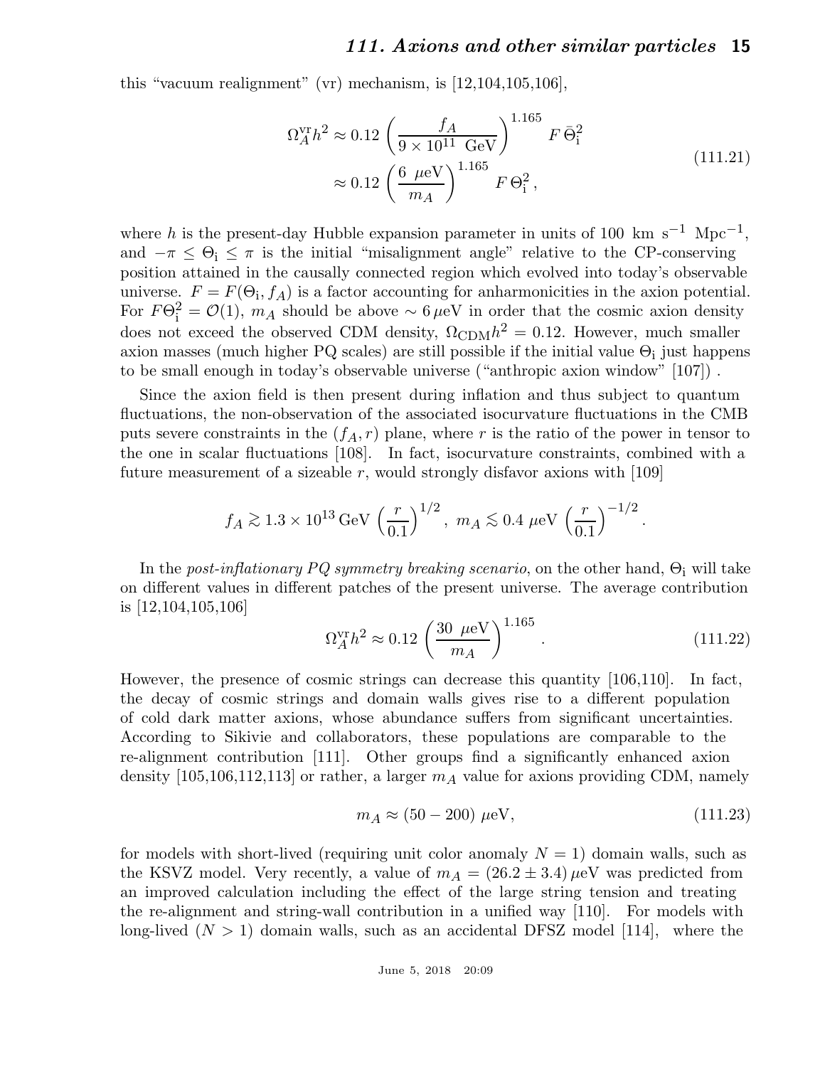this "vacuum realignment" (vr) mechanism, is [12,104,105,106],

$$
\begin{aligned}
\Omega_A^{\rm vr} h^2 &\approx 0.12 \left( \frac{f_A}{9 \times 10^{11}\ \text{GeV}} \right)^{1.165} F\, \bar{\Theta}_{\rm i}^2 \\
&\approx 0.12 \left( \frac{6\ \mu\text{eV}}{m_A} \right)^{1.165} F\, \Theta_{\rm i}^2\,,
\end{aligned}
\tag{111.21}
$$

where $h$ is the present-day Hubble expansion parameter in units of 100 km s$^{-1}$ Mpc$^{-1}$, and $-\pi \leq \Theta_{\rm i} \leq \pi$ is the initial "misalignment angle" relative to the CP-conserving position attained in the causally connected region which evolved into today's observable universe. $F = F(\Theta_{\rm i}, f_A)$ is a factor accounting for anharmonicities in the axion potential. For $F\Theta_{\rm i}^2 = \mathcal{O}(1)$, $m_A$ should be above $\sim 6\,\mu$eV in order that the cosmic axion density does not exceed the observed CDM density, $\Omega_{\rm CDM} h^2 = 0.12$. However, much smaller axion masses (much higher PQ scales) are still possible if the initial value $\Theta_{\rm i}$ just happens to be small enough in today's observable universe ("anthropic axion window" [107]) .

Since the axion field is then present during inflation and thus subject to quantum fluctuations, the non-observation of the associated isocurvature fluctuations in the CMB puts severe constraints in the $(f_A, r)$ plane, where $r$ is the ratio of the power in tensor to the one in scalar fluctuations [108]. In fact, isocurvature constraints, combined with a future measurement of a sizeable $r$, would strongly disfavor axions with [109]

$$
f_A \gtrsim 1.3 \times 10^{13}\,\text{GeV} \left( \frac{r}{0.1} \right)^{1/2},\ m_A \lesssim 0.4\ \mu\text{eV} \left( \frac{r}{0.1} \right)^{-1/2}.
$$

In the *post-inflationary PQ symmetry breaking scenario*, on the other hand, $\Theta_{\rm i}$ will take on different values in different patches of the present universe. The average contribution is [12,104,105,106]

$$
\Omega_A^{\rm vr} h^2 \approx 0.12 \left( \frac{30\ \mu\text{eV}}{m_A} \right)^{1.165}.
\tag{111.22}
$$

However, the presence of cosmic strings can decrease this quantity [106,110]. In fact, the decay of cosmic strings and domain walls gives rise to a different population of cold dark matter axions, whose abundance suffers from significant uncertainties. According to Sikivie and collaborators, these populations are comparable to the re-alignment contribution [111]. Other groups find a significantly enhanced axion density [105,106,112,113] or rather, a larger $m_A$ value for axions providing CDM, namely

$$
m_A \approx (50 - 200)\ \mu\text{eV},
\tag{111.23}
$$

for models with short-lived (requiring unit color anomaly $N = 1$) domain walls, such as the KSVZ model. Very recently, a value of $m_A = (26.2 \pm 3.4)\,\mu$eV was predicted from an improved calculation including the effect of the large string tension and treating the re-alignment and string-wall contribution in a unified way [110]. For models with long-lived ($N > 1$) domain walls, such as an accidental DFSZ model [114], where the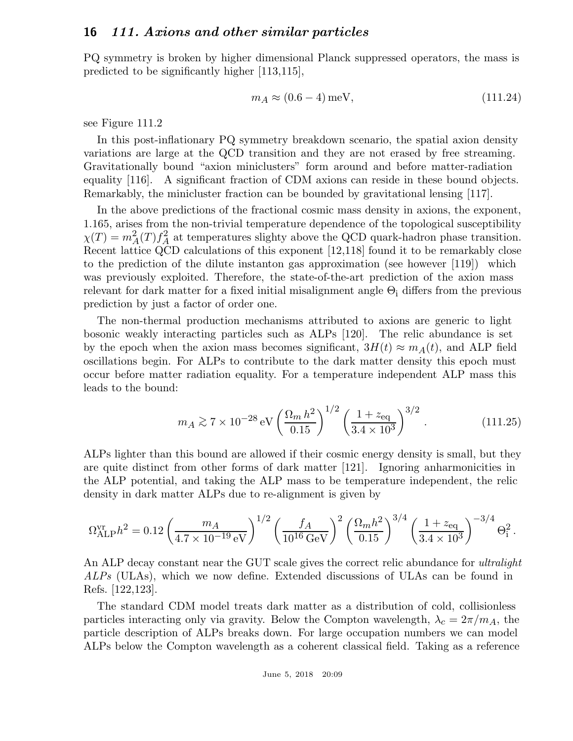PQ symmetry is broken by higher dimensional Planck suppressed operators, the mass is predicted to be significantly higher [113,115],

$$m_A \approx (0.6 - 4)\,\text{meV}, \tag{111.24}$$

see Figure 111.2

In this post-inflationary PQ symmetry breakdown scenario, the spatial axion density variations are large at the QCD transition and they are not erased by free streaming. Gravitationally bound "axion miniclusters" form around and before matter-radiation equality [116]. A significant fraction of CDM axions can reside in these bound objects. Remarkably, the minicluster fraction can be bounded by gravitational lensing [117].

In the above predictions of the fractional cosmic mass density in axions, the exponent, 1.165, arises from the non-trivial temperature dependence of the topological susceptibility $\chi(T) = m_A^2(T) f_A^2$ at temperatures slighty above the QCD quark-hadron phase transition. Recent lattice QCD calculations of this exponent [12,118] found it to be remarkably close to the prediction of the dilute instanton gas approximation (see however [119]) which was previously exploited. Therefore, the state-of-the-art prediction of the axion mass relevant for dark matter for a fixed initial misalignment angle $\Theta_{\rm i}$ differs from the previous prediction by just a factor of order one.

The non-thermal production mechanisms attributed to axions are generic to light bosonic weakly interacting particles such as ALPs [120]. The relic abundance is set by the epoch when the axion mass becomes significant, $3H(t) \approx m_A(t)$, and ALP field oscillations begin. For ALPs to contribute to the dark matter density this epoch must occur before matter radiation equality. For a temperature independent ALP mass this leads to the bound:

$$m_A \gtrsim 7 \times 10^{-28}\,\text{eV} \left(\frac{\Omega_m\, h^2}{0.15}\right)^{1/2} \left(\frac{1+z_{\rm eq}}{3.4 \times 10^3}\right)^{3/2} . \tag{111.25}$$

ALPs lighter than this bound are allowed if their cosmic energy density is small, but they are quite distinct from other forms of dark matter [121]. Ignoring anharmonicities in the ALP potential, and taking the ALP mass to be temperature independent, the relic density in dark matter ALPs due to re-alignment is given by

$$\Omega_{\rm ALP}^{\rm vr} h^2 = 0.12 \left(\frac{m_A}{4.7 \times 10^{-19}\,\text{eV}}\right)^{1/2} \left(\frac{f_A}{10^{16}\,\text{GeV}}\right)^2 \left(\frac{\Omega_m h^2}{0.15}\right)^{3/4} \left(\frac{1+z_{\rm eq}}{3.4 \times 10^3}\right)^{-3/4} \Theta_{\rm i}^2 .$$

An ALP decay constant near the GUT scale gives the correct relic abundance for *ultralight ALPs* (ULAs), which we now define. Extended discussions of ULAs can be found in Refs. [122,123].

The standard CDM model treats dark matter as a distribution of cold, collisionless particles interacting only via gravity. Below the Compton wavelength, $\lambda_c = 2\pi/m_A$, the particle description of ALPs breaks down. For large occupation numbers we can model ALPs below the Compton wavelength as a coherent classical field. Taking as a reference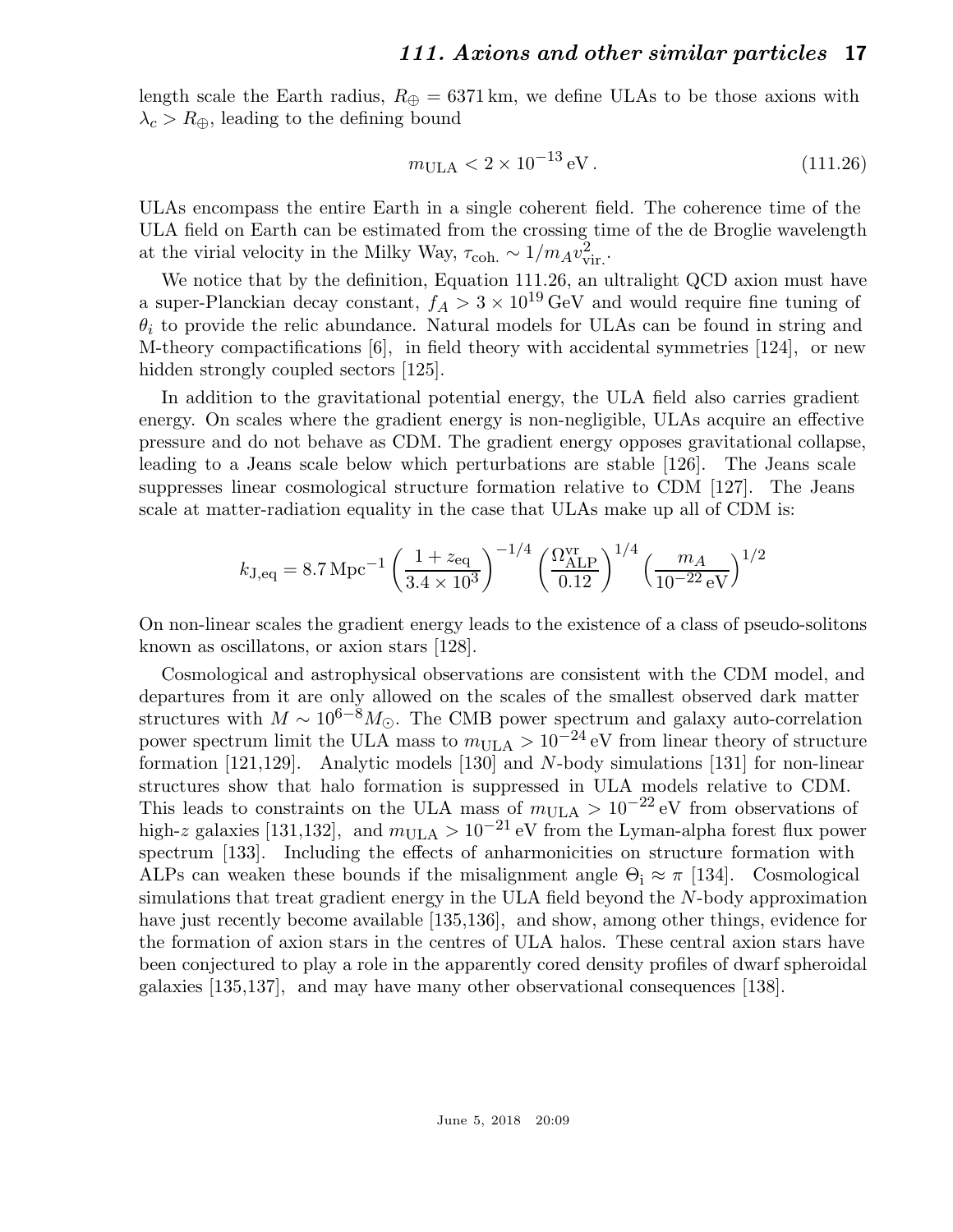length scale the Earth radius, $R_\oplus = 6371\,\mathrm{km}$, we define ULAs to be those axions with $\lambda_c > R_\oplus$, leading to the defining bound

$$m_{\rm ULA} < 2 \times 10^{-13}\,\mathrm{eV}\,. \tag{111.26}$$

ULAs encompass the entire Earth in a single coherent field. The coherence time of the ULA field on Earth can be estimated from the crossing time of the de Broglie wavelength at the virial velocity in the Milky Way, $\tau_{\rm coh.} \sim 1/m_A v_{\rm vir.}^2$.

We notice that by the definition, Equation 111.26, an ultralight QCD axion must have a super-Planckian decay constant, $f_A > 3 \times 10^{19}\,\mathrm{GeV}$ and would require fine tuning of $\theta_i$ to provide the relic abundance. Natural models for ULAs can be found in string and M-theory compactifications [6], in field theory with accidental symmetries [124], or new hidden strongly coupled sectors [125].

In addition to the gravitational potential energy, the ULA field also carries gradient energy. On scales where the gradient energy is non-negligible, ULAs acquire an effective pressure and do not behave as CDM. The gradient energy opposes gravitational collapse, leading to a Jeans scale below which perturbations are stable [126]. The Jeans scale suppresses linear cosmological structure formation relative to CDM [127]. The Jeans scale at matter-radiation equality in the case that ULAs make up all of CDM is:

$$k_{\rm J,eq} = 8.7\,\mathrm{Mpc}^{-1}\left(\frac{1+z_{\rm eq}}{3.4\times 10^3}\right)^{-1/4}\left(\frac{\Omega_{\rm ALP}^{\rm vr}}{0.12}\right)^{1/4}\left(\frac{m_A}{10^{-22}\,\mathrm{eV}}\right)^{1/2}$$

On non-linear scales the gradient energy leads to the existence of a class of pseudo-solitons known as oscillatons, or axion stars [128].

Cosmological and astrophysical observations are consistent with the CDM model, and departures from it are only allowed on the scales of the smallest observed dark matter structures with $M \sim 10^{6-8} M_\odot$. The CMB power spectrum and galaxy auto-correlation power spectrum limit the ULA mass to $m_{\rm ULA} > 10^{-24}\,\mathrm{eV}$ from linear theory of structure formation [121,129]. Analytic models [130] and $N$-body simulations [131] for non-linear structures show that halo formation is suppressed in ULA models relative to CDM. This leads to constraints on the ULA mass of $m_{\rm ULA} > 10^{-22}\,\mathrm{eV}$ from observations of high-$z$ galaxies [131,132], and $m_{\rm ULA} > 10^{-21}\,\mathrm{eV}$ from the Lyman-alpha forest flux power spectrum [133]. Including the effects of anharmonicities on structure formation with ALPs can weaken these bounds if the misalignment angle $\Theta_{\rm i} \approx \pi$ [134]. Cosmological simulations that treat gradient energy in the ULA field beyond the $N$-body approximation have just recently become available [135,136], and show, among other things, evidence for the formation of axion stars in the centres of ULA halos. These central axion stars have been conjectured to play a role in the apparently cored density profiles of dwarf spheroidal galaxies [135,137], and may have many other observational consequences [138].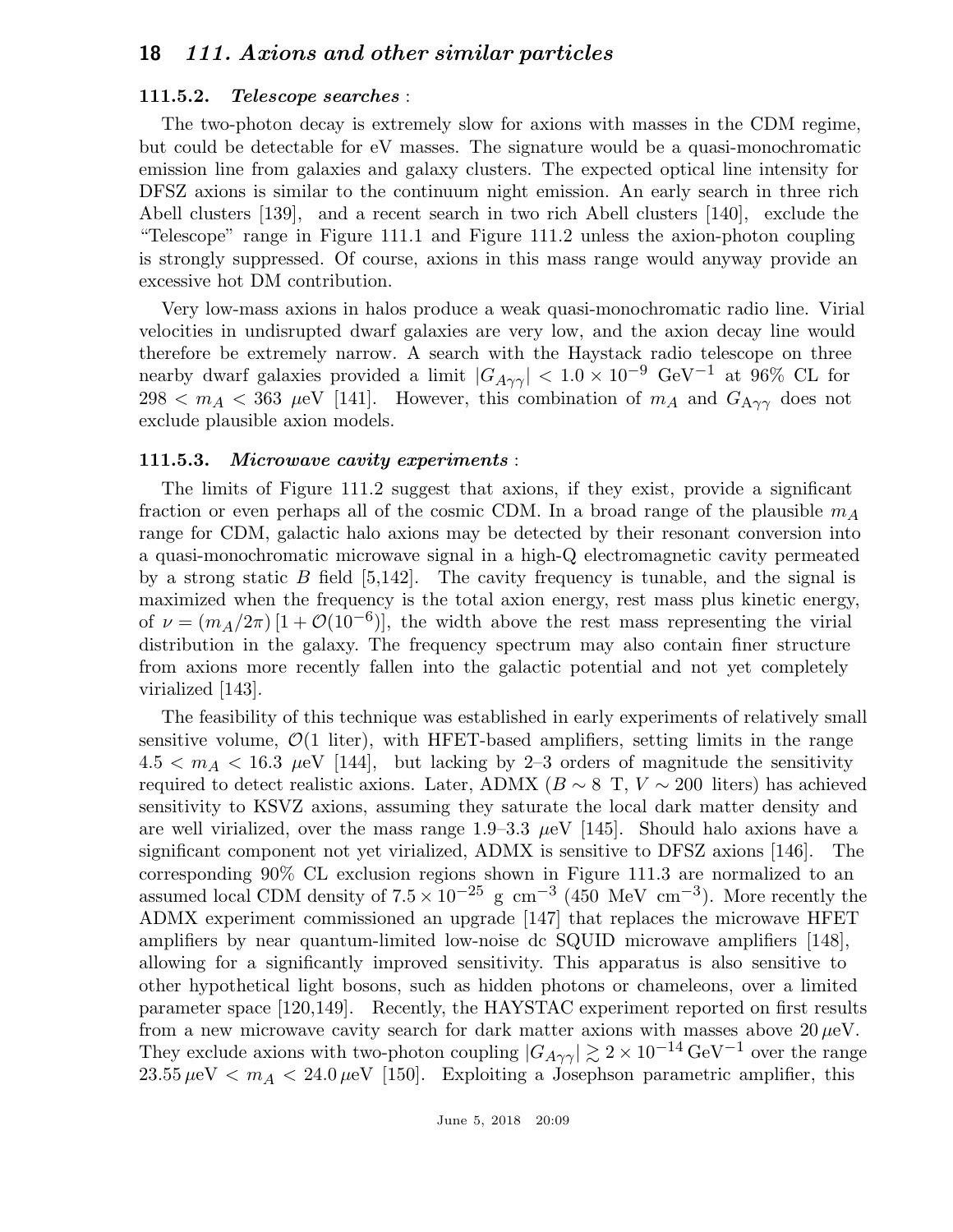### 111.5.2. *Telescope searches* :

The two-photon decay is extremely slow for axions with masses in the CDM regime, but could be detectable for eV masses. The signature would be a quasi-monochromatic emission line from galaxies and galaxy clusters. The expected optical line intensity for DFSZ axions is similar to the continuum night emission. An early search in three rich Abell clusters [139], and a recent search in two rich Abell clusters [140], exclude the "Telescope" range in Figure 111.1 and Figure 111.2 unless the axion-photon coupling is strongly suppressed. Of course, axions in this mass range would anyway provide an excessive hot DM contribution.

Very low-mass axions in halos produce a weak quasi-monochromatic radio line. Virial velocities in undisrupted dwarf galaxies are very low, and the axion decay line would therefore be extremely narrow. A search with the Haystack radio telescope on three nearby dwarf galaxies provided a limit $|G_{A\gamma\gamma}| < 1.0 \times 10^{-9}$ GeV$^{-1}$ at 96% CL for $298 < m_A < 363$ $\mu$eV [141]. However, this combination of $m_A$ and $G_{A\gamma\gamma}$ does not exclude plausible axion models.

### 111.5.3. *Microwave cavity experiments* :

The limits of Figure 111.2 suggest that axions, if they exist, provide a significant fraction or even perhaps all of the cosmic CDM. In a broad range of the plausible $m_A$ range for CDM, galactic halo axions may be detected by their resonant conversion into a quasi-monochromatic microwave signal in a high-Q electromagnetic cavity permeated by a strong static $B$ field [5,142]. The cavity frequency is tunable, and the signal is maximized when the frequency is the total axion energy, rest mass plus kinetic energy, of $\nu = (m_A/2\pi)\,[1 + \mathcal{O}(10^{-6})]$, the width above the rest mass representing the virial distribution in the galaxy. The frequency spectrum may also contain finer structure from axions more recently fallen into the galactic potential and not yet completely virialized [143].

The feasibility of this technique was established in early experiments of relatively small sensitive volume, $\mathcal{O}$(1 liter), with HFET-based amplifiers, setting limits in the range $4.5 < m_A < 16.3$ $\mu$eV [144], but lacking by 2–3 orders of magnitude the sensitivity required to detect realistic axions. Later, ADMX ($B \sim 8$ T, $V \sim 200$ liters) has achieved sensitivity to KSVZ axions, assuming they saturate the local dark matter density and are well virialized, over the mass range 1.9–3.3 $\mu$eV [145]. Should halo axions have a significant component not yet virialized, ADMX is sensitive to DFSZ axions [146]. The corresponding 90% CL exclusion regions shown in Figure 111.3 are normalized to an assumed local CDM density of $7.5 \times 10^{-25}$ g cm$^{-3}$ (450 MeV cm$^{-3}$). More recently the ADMX experiment commissioned an upgrade [147] that replaces the microwave HFET amplifiers by near quantum-limited low-noise dc SQUID microwave amplifiers [148], allowing for a significantly improved sensitivity. This apparatus is also sensitive to other hypothetical light bosons, such as hidden photons or chameleons, over a limited parameter space [120,149]. Recently, the HAYSTAC experiment reported on first results from a new microwave cavity search for dark matter axions with masses above 20 $\mu$eV. They exclude axions with two-photon coupling $|G_{A\gamma\gamma}| \gtrsim 2 \times 10^{-14}$ GeV$^{-1}$ over the range $23.55\,\mu\text{eV} < m_A < 24.0\,\mu\text{eV}$ [150]. Exploiting a Josephson parametric amplifier, this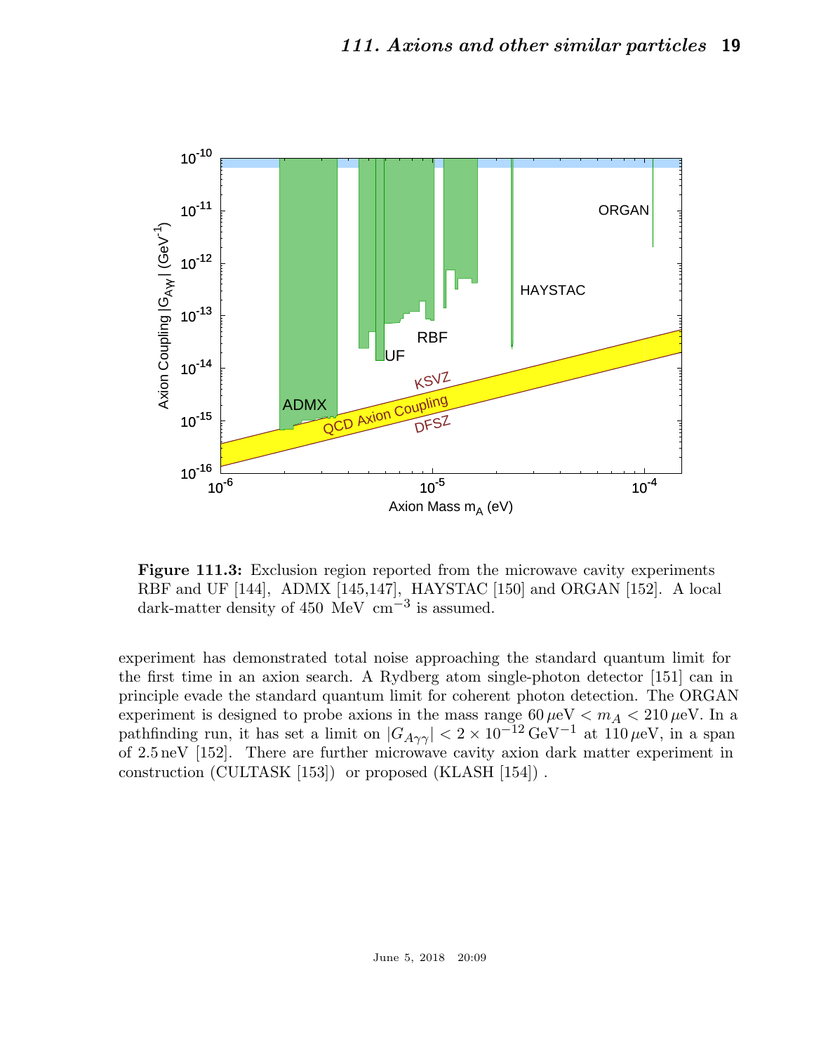**Figure 111.3:** Exclusion region reported from the microwave cavity experiments RBF and UF [144], ADMX [145,147], HAYSTAC [150] and ORGAN [152]. A local dark-matter density of 450 MeV cm$^{-3}$ is assumed.

experiment has demonstrated total noise approaching the standard quantum limit for the first time in an axion search. A Rydberg atom single-photon detector [151] can in principle evade the standard quantum limit for coherent photon detection. The ORGAN experiment is designed to probe axions in the mass range $60\,\mu\text{eV} < m_A < 210\,\mu\text{eV}$. In a pathfinding run, it has set a limit on $|G_{A\gamma\gamma}| < 2 \times 10^{-12}\,\text{GeV}^{-1}$ at $110\,\mu\text{eV}$, in a span of $2.5\,\text{neV}$ [152]. There are further microwave cavity axion dark matter experiment in construction (CULTASK [153]) or proposed (KLASH [154]) .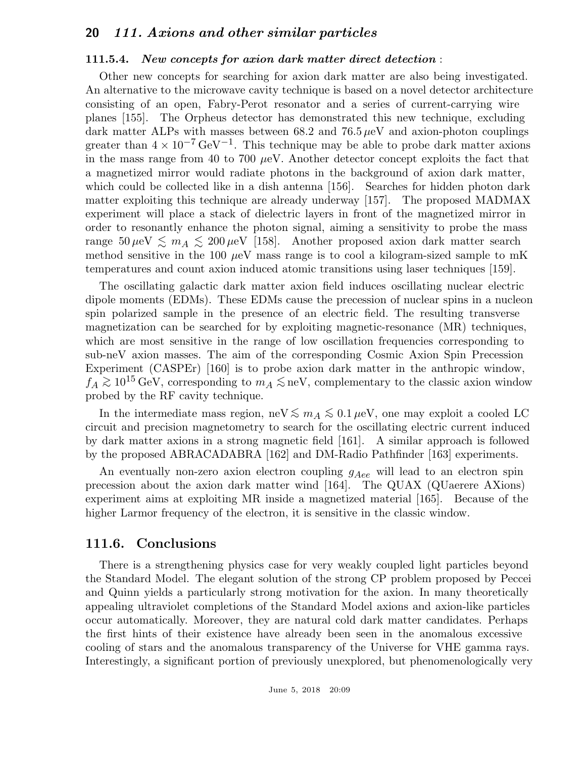### 111.5.4. *New concepts for axion dark matter direct detection* :

Other new concepts for searching for axion dark matter are also being investigated. An alternative to the microwave cavity technique is based on a novel detector architecture consisting of an open, Fabry-Perot resonator and a series of current-carrying wire planes [155]. The Orpheus detector has demonstrated this new technique, excluding dark matter ALPs with masses between 68.2 and 76.5 $\mu$eV and axion-photon couplings greater than $4 \times 10^{-7}\,\text{GeV}^{-1}$. This technique may be able to probe dark matter axions in the mass range from 40 to 700 $\mu$eV. Another detector concept exploits the fact that a magnetized mirror would radiate photons in the background of axion dark matter, which could be collected like in a dish antenna [156]. Searches for hidden photon dark matter exploiting this technique are already underway [157]. The proposed MADMAX experiment will place a stack of dielectric layers in front of the magnetized mirror in order to resonantly enhance the photon signal, aiming a sensitivity to probe the mass range $50\,\mu\text{eV} \lesssim m_A \lesssim 200\,\mu\text{eV}$ [158]. Another proposed axion dark matter search method sensitive in the 100 $\mu$eV mass range is to cool a kilogram-sized sample to mK temperatures and count axion induced atomic transitions using laser techniques [159].

The oscillating galactic dark matter axion field induces oscillating nuclear electric dipole moments (EDMs). These EDMs cause the precession of nuclear spins in a nucleon spin polarized sample in the presence of an electric field. The resulting transverse magnetization can be searched for by exploiting magnetic-resonance (MR) techniques, which are most sensitive in the range of low oscillation frequencies corresponding to sub-neV axion masses. The aim of the corresponding Cosmic Axion Spin Precession Experiment (CASPEr) [160] is to probe axion dark matter in the anthropic window, $f_A \gtrsim 10^{15}\,\text{GeV}$, corresponding to $m_A \lesssim \text{neV}$, complementary to the classic axion window probed by the RF cavity technique.

In the intermediate mass region, $\text{neV} \lesssim m_A \lesssim 0.1\,\mu\text{eV}$, one may exploit a cooled LC circuit and precision magnetometry to search for the oscillating electric current induced by dark matter axions in a strong magnetic field [161]. A similar approach is followed by the proposed ABRACADABRA [162] and DM-Radio Pathfinder [163] experiments.

An eventually non-zero axion electron coupling $g_{Aee}$ will lead to an electron spin precession about the axion dark matter wind [164]. The QUAX (QUaerere AXions) experiment aims at exploiting MR inside a magnetized material [165]. Because of the higher Larmor frequency of the electron, it is sensitive in the classic window.

## 111.6. Conclusions

There is a strengthening physics case for very weakly coupled light particles beyond the Standard Model. The elegant solution of the strong CP problem proposed by Peccei and Quinn yields a particularly strong motivation for the axion. In many theoretically appealing ultraviolet completions of the Standard Model axions and axion-like particles occur automatically. Moreover, they are natural cold dark matter candidates. Perhaps the first hints of their existence have already been seen in the anomalous excessive cooling of stars and the anomalous transparency of the Universe for VHE gamma rays. Interestingly, a significant portion of previously unexplored, but phenomenologically very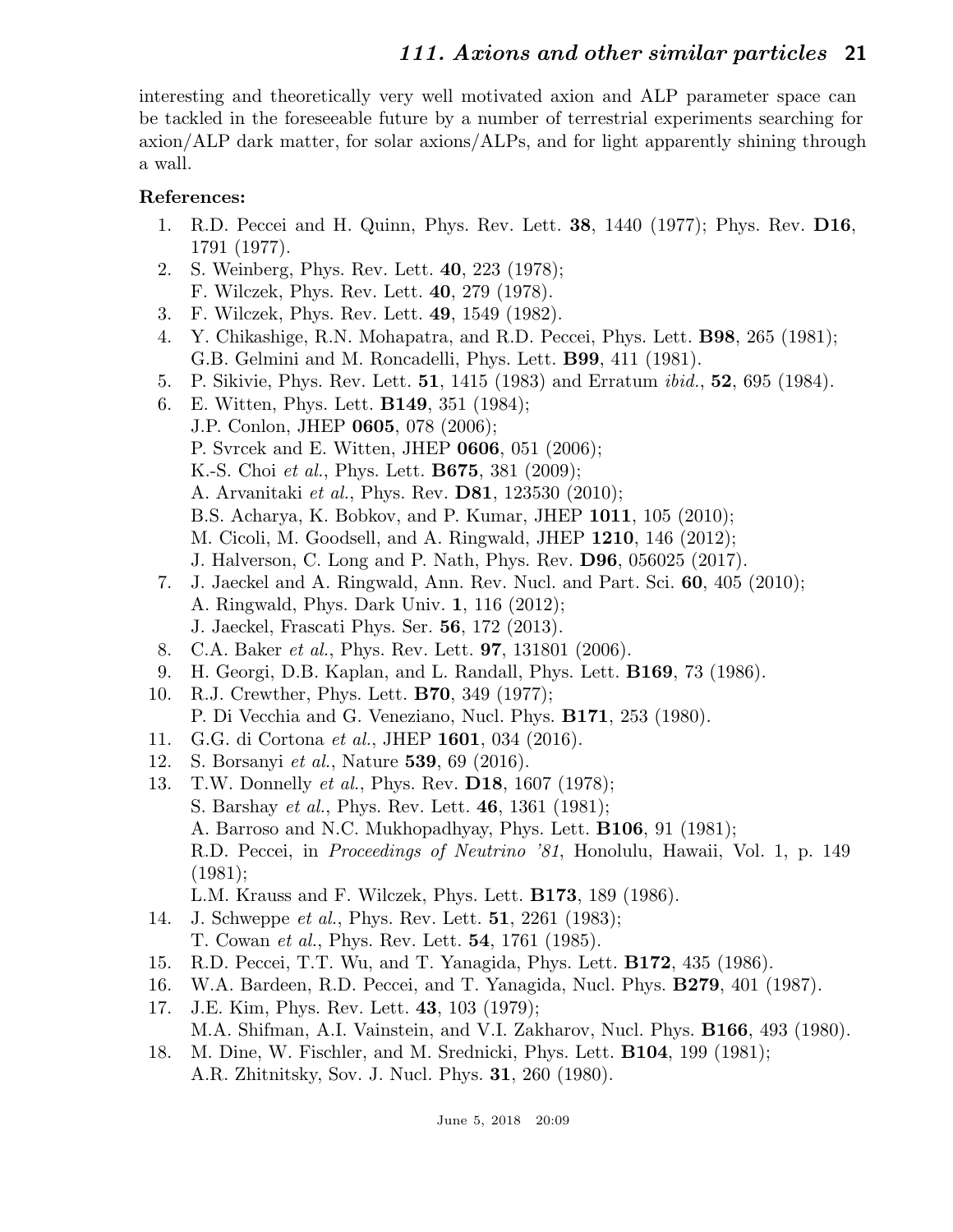interesting and theoretically very well motivated axion and ALP parameter space can be tackled in the foreseeable future by a number of terrestrial experiments searching for axion/ALP dark matter, for solar axions/ALPs, and for light apparently shining through a wall.

**References:**

1. R.D. Peccei and H. Quinn, Phys. Rev. Lett. **38**, 1440 (1977); Phys. Rev. **D16**, 1791 (1977).
2. S. Weinberg, Phys. Rev. Lett. **40**, 223 (1978);
   F. Wilczek, Phys. Rev. Lett. **40**, 279 (1978).
3. F. Wilczek, Phys. Rev. Lett. **49**, 1549 (1982).
4. Y. Chikashige, R.N. Mohapatra, and R.D. Peccei, Phys. Lett. **B98**, 265 (1981);
   G.B. Gelmini and M. Roncadelli, Phys. Lett. **B99**, 411 (1981).
5. P. Sikivie, Phys. Rev. Lett. **51**, 1415 (1983) and Erratum *ibid.*, **52**, 695 (1984).
6. E. Witten, Phys. Lett. **B149**, 351 (1984);
   J.P. Conlon, JHEP **0605**, 078 (2006);
   P. Svrcek and E. Witten, JHEP **0606**, 051 (2006);
   K.-S. Choi *et al.*, Phys. Lett. **B675**, 381 (2009);
   A. Arvanitaki *et al.*, Phys. Rev. **D81**, 123530 (2010);
   B.S. Acharya, K. Bobkov, and P. Kumar, JHEP **1011**, 105 (2010);
   M. Cicoli, M. Goodsell, and A. Ringwald, JHEP **1210**, 146 (2012);
   J. Halverson, C. Long and P. Nath, Phys. Rev. **D96**, 056025 (2017).
7. J. Jaeckel and A. Ringwald, Ann. Rev. Nucl. and Part. Sci. **60**, 405 (2010);
   A. Ringwald, Phys. Dark Univ. **1**, 116 (2012);
   J. Jaeckel, Frascati Phys. Ser. **56**, 172 (2013).
8. C.A. Baker *et al.*, Phys. Rev. Lett. **97**, 131801 (2006).
9. H. Georgi, D.B. Kaplan, and L. Randall, Phys. Lett. **B169**, 73 (1986).
10. R.J. Crewther, Phys. Lett. **B70**, 349 (1977);
    P. Di Vecchia and G. Veneziano, Nucl. Phys. **B171**, 253 (1980).
11. G.G. di Cortona *et al.*, JHEP **1601**, 034 (2016).
12. S. Borsanyi *et al.*, Nature **539**, 69 (2016).
13. T.W. Donnelly *et al.*, Phys. Rev. **D18**, 1607 (1978);
    S. Barshay *et al.*, Phys. Rev. Lett. **46**, 1361 (1981);
    A. Barroso and N.C. Mukhopadhyay, Phys. Lett. **B106**, 91 (1981);
    R.D. Peccei, in *Proceedings of Neutrino '81*, Honolulu, Hawaii, Vol. 1, p. 149 (1981);
    L.M. Krauss and F. Wilczek, Phys. Lett. **B173**, 189 (1986).
14. J. Schweppe *et al.*, Phys. Rev. Lett. **51**, 2261 (1983);
    T. Cowan *et al.*, Phys. Rev. Lett. **54**, 1761 (1985).
15. R.D. Peccei, T.T. Wu, and T. Yanagida, Phys. Lett. **B172**, 435 (1986).
16. W.A. Bardeen, R.D. Peccei, and T. Yanagida, Nucl. Phys. **B279**, 401 (1987).
17. J.E. Kim, Phys. Rev. Lett. **43**, 103 (1979);
    M.A. Shifman, A.I. Vainstein, and V.I. Zakharov, Nucl. Phys. **B166**, 493 (1980).
18. M. Dine, W. Fischler, and M. Srednicki, Phys. Lett. **B104**, 199 (1981);
    A.R. Zhitnitsky, Sov. J. Nucl. Phys. **31**, 260 (1980).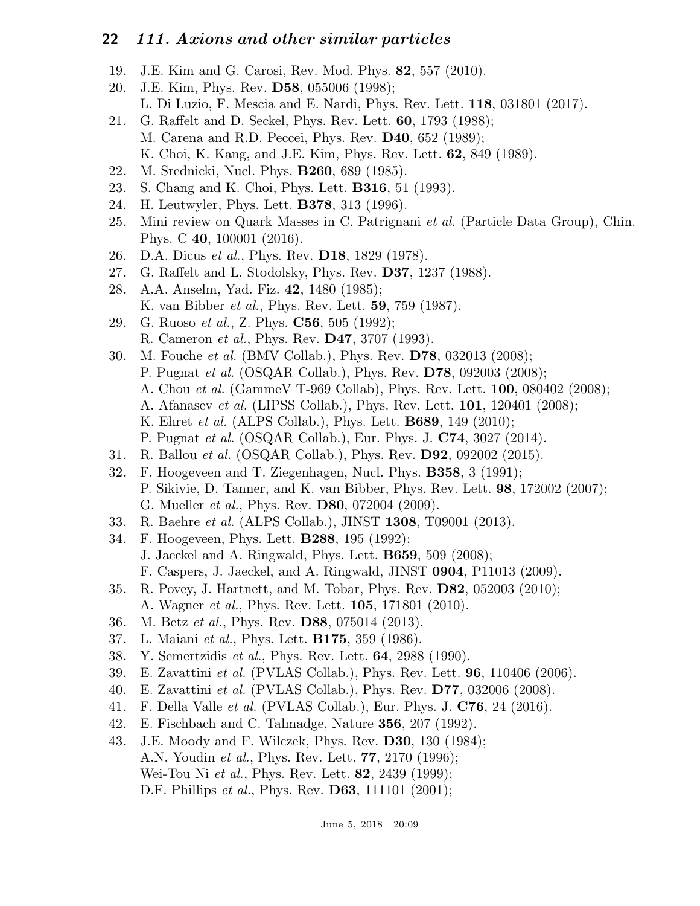19. J.E. Kim and G. Carosi, Rev. Mod. Phys. **82**, 557 (2010).
20. J.E. Kim, Phys. Rev. **D58**, 055006 (1998);
    L. Di Luzio, F. Mescia and E. Nardi, Phys. Rev. Lett. **118**, 031801 (2017).
21. G. Raffelt and D. Seckel, Phys. Rev. Lett. **60**, 1793 (1988);
    M. Carena and R.D. Peccei, Phys. Rev. **D40**, 652 (1989);
    K. Choi, K. Kang, and J.E. Kim, Phys. Rev. Lett. **62**, 849 (1989).
22. M. Srednicki, Nucl. Phys. **B260**, 689 (1985).
23. S. Chang and K. Choi, Phys. Lett. **B316**, 51 (1993).
24. H. Leutwyler, Phys. Lett. **B378**, 313 (1996).
25. Mini review on Quark Masses in C. Patrignani *et al.* (Particle Data Group), Chin. Phys. C **40**, 100001 (2016).
26. D.A. Dicus *et al.*, Phys. Rev. **D18**, 1829 (1978).
27. G. Raffelt and L. Stodolsky, Phys. Rev. **D37**, 1237 (1988).
28. A.A. Anselm, Yad. Fiz. **42**, 1480 (1985);
    K. van Bibber *et al.*, Phys. Rev. Lett. **59**, 759 (1987).
29. G. Ruoso *et al.*, Z. Phys. **C56**, 505 (1992);
    R. Cameron *et al.*, Phys. Rev. **D47**, 3707 (1993).
30. M. Fouche *et al.* (BMV Collab.), Phys. Rev. **D78**, 032013 (2008);
    P. Pugnat *et al.* (OSQAR Collab.), Phys. Rev. **D78**, 092003 (2008);
    A. Chou *et al.* (GammeV T-969 Collab), Phys. Rev. Lett. **100**, 080402 (2008);
    A. Afanasev *et al.* (LIPSS Collab.), Phys. Rev. Lett. **101**, 120401 (2008);
    K. Ehret *et al.* (ALPS Collab.), Phys. Lett. **B689**, 149 (2010);
    P. Pugnat *et al.* (OSQAR Collab.), Eur. Phys. J. **C74**, 3027 (2014).
31. R. Ballou *et al.* (OSQAR Collab.), Phys. Rev. **D92**, 092002 (2015).
32. F. Hoogeveen and T. Ziegenhagen, Nucl. Phys. **B358**, 3 (1991);
    P. Sikivie, D. Tanner, and K. van Bibber, Phys. Rev. Lett. **98**, 172002 (2007);
    G. Mueller *et al.*, Phys. Rev. **D80**, 072004 (2009).
33. R. Baehre *et al.* (ALPS Collab.), JINST **1308**, T09001 (2013).
34. F. Hoogeveen, Phys. Lett. **B288**, 195 (1992);
    J. Jaeckel and A. Ringwald, Phys. Lett. **B659**, 509 (2008);
    F. Caspers, J. Jaeckel, and A. Ringwald, JINST **0904**, P11013 (2009).
35. R. Povey, J. Hartnett, and M. Tobar, Phys. Rev. **D82**, 052003 (2010);
    A. Wagner *et al.*, Phys. Rev. Lett. **105**, 171801 (2010).
36. M. Betz *et al.*, Phys. Rev. **D88**, 075014 (2013).
37. L. Maiani *et al.*, Phys. Lett. **B175**, 359 (1986).
38. Y. Semertzidis *et al.*, Phys. Rev. Lett. **64**, 2988 (1990).
39. E. Zavattini *et al.* (PVLAS Collab.), Phys. Rev. Lett. **96**, 110406 (2006).
40. E. Zavattini *et al.* (PVLAS Collab.), Phys. Rev. **D77**, 032006 (2008).
41. F. Della Valle *et al.* (PVLAS Collab.), Eur. Phys. J. **C76**, 24 (2016).
42. E. Fischbach and C. Talmadge, Nature **356**, 207 (1992).
43. J.E. Moody and F. Wilczek, Phys. Rev. **D30**, 130 (1984);
    A.N. Youdin *et al.*, Phys. Rev. Lett. **77**, 2170 (1996);
    Wei-Tou Ni *et al.*, Phys. Rev. Lett. **82**, 2439 (1999);
    D.F. Phillips *et al.*, Phys. Rev. **D63**, 111101 (2001);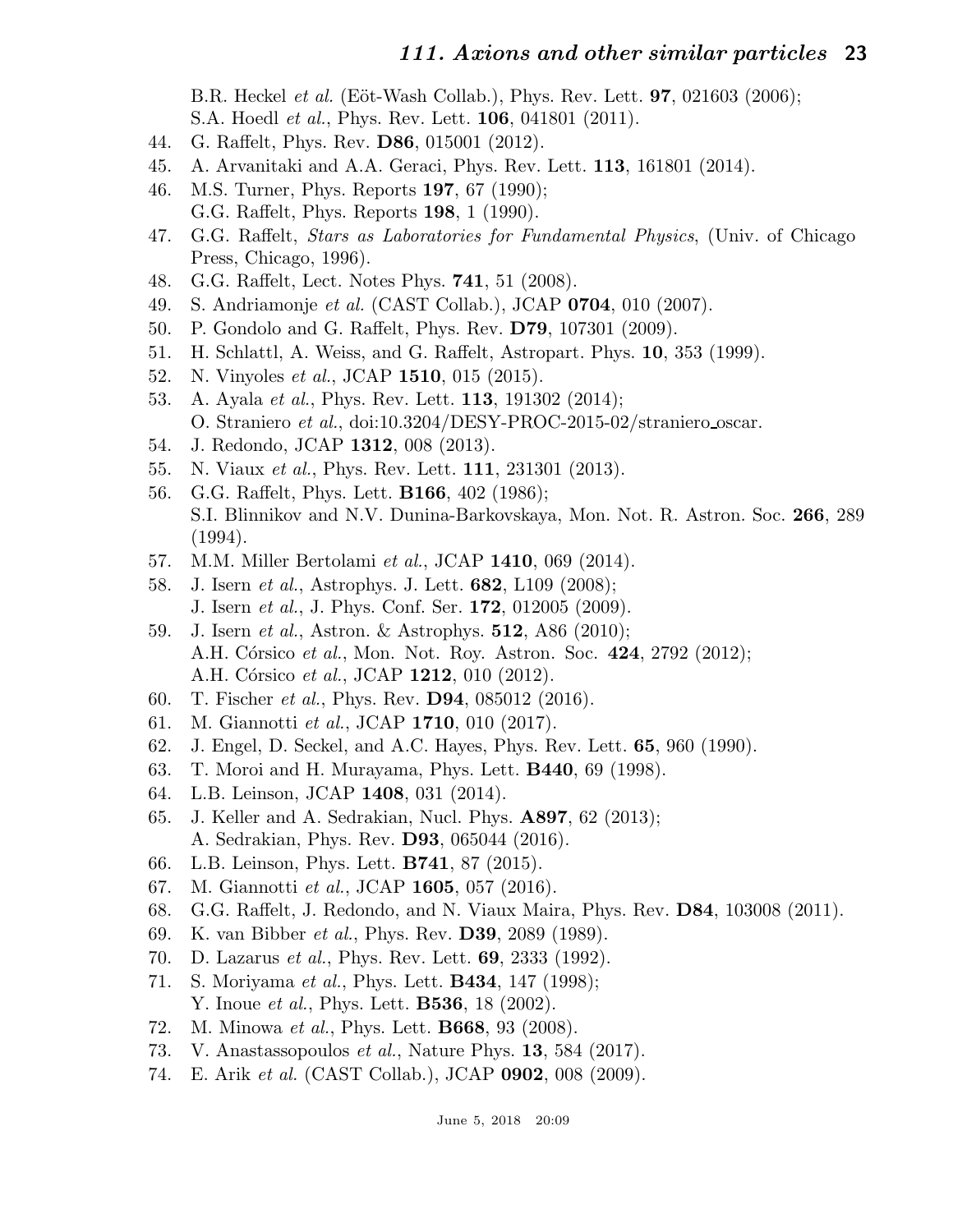B.R. Heckel *et al.* (Eöt-Wash Collab.), Phys. Rev. Lett. **97**, 021603 (2006);
S.A. Hoedl *et al.*, Phys. Rev. Lett. **106**, 041801 (2011).

44. G. Raffelt, Phys. Rev. **D86**, 015001 (2012).
45. A. Arvanitaki and A.A. Geraci, Phys. Rev. Lett. **113**, 161801 (2014).
46. M.S. Turner, Phys. Reports **197**, 67 (1990);
    G.G. Raffelt, Phys. Reports **198**, 1 (1990).
47. G.G. Raffelt, *Stars as Laboratories for Fundamental Physics*, (Univ. of Chicago Press, Chicago, 1996).
48. G.G. Raffelt, Lect. Notes Phys. **741**, 51 (2008).
49. S. Andriamonje *et al.* (CAST Collab.), JCAP **0704**, 010 (2007).
50. P. Gondolo and G. Raffelt, Phys. Rev. **D79**, 107301 (2009).
51. H. Schlattl, A. Weiss, and G. Raffelt, Astropart. Phys. **10**, 353 (1999).
52. N. Vinyoles *et al.*, JCAP **1510**, 015 (2015).
53. A. Ayala *et al.*, Phys. Rev. Lett. **113**, 191302 (2014);
    O. Straniero *et al.*, doi:10.3204/DESY-PROC-2015-02/straniero_oscar.
54. J. Redondo, JCAP **1312**, 008 (2013).
55. N. Viaux *et al.*, Phys. Rev. Lett. **111**, 231301 (2013).
56. G.G. Raffelt, Phys. Lett. **B166**, 402 (1986);
    S.I. Blinnikov and N.V. Dunina-Barkovskaya, Mon. Not. R. Astron. Soc. **266**, 289 (1994).
57. M.M. Miller Bertolami *et al.*, JCAP **1410**, 069 (2014).
58. J. Isern *et al.*, Astrophys. J. Lett. **682**, L109 (2008);
    J. Isern *et al.*, J. Phys. Conf. Ser. **172**, 012005 (2009).
59. J. Isern *et al.*, Astron. & Astrophys. **512**, A86 (2010);
    A.H. Córsico *et al.*, Mon. Not. Roy. Astron. Soc. **424**, 2792 (2012);
    A.H. Córsico *et al.*, JCAP **1212**, 010 (2012).
60. T. Fischer *et al.*, Phys. Rev. **D94**, 085012 (2016).
61. M. Giannotti *et al.*, JCAP **1710**, 010 (2017).
62. J. Engel, D. Seckel, and A.C. Hayes, Phys. Rev. Lett. **65**, 960 (1990).
63. T. Moroi and H. Murayama, Phys. Lett. **B440**, 69 (1998).
64. L.B. Leinson, JCAP **1408**, 031 (2014).
65. J. Keller and A. Sedrakian, Nucl. Phys. **A897**, 62 (2013);
    A. Sedrakian, Phys. Rev. **D93**, 065044 (2016).
66. L.B. Leinson, Phys. Lett. **B741**, 87 (2015).
67. M. Giannotti *et al.*, JCAP **1605**, 057 (2016).
68. G.G. Raffelt, J. Redondo, and N. Viaux Maira, Phys. Rev. **D84**, 103008 (2011).
69. K. van Bibber *et al.*, Phys. Rev. **D39**, 2089 (1989).
70. D. Lazarus *et al.*, Phys. Rev. Lett. **69**, 2333 (1992).
71. S. Moriyama *et al.*, Phys. Lett. **B434**, 147 (1998);
    Y. Inoue *et al.*, Phys. Lett. **B536**, 18 (2002).
72. M. Minowa *et al.*, Phys. Lett. **B668**, 93 (2008).
73. V. Anastassopoulos *et al.*, Nature Phys. **13**, 584 (2017).
74. E. Arik *et al.* (CAST Collab.), JCAP **0902**, 008 (2009).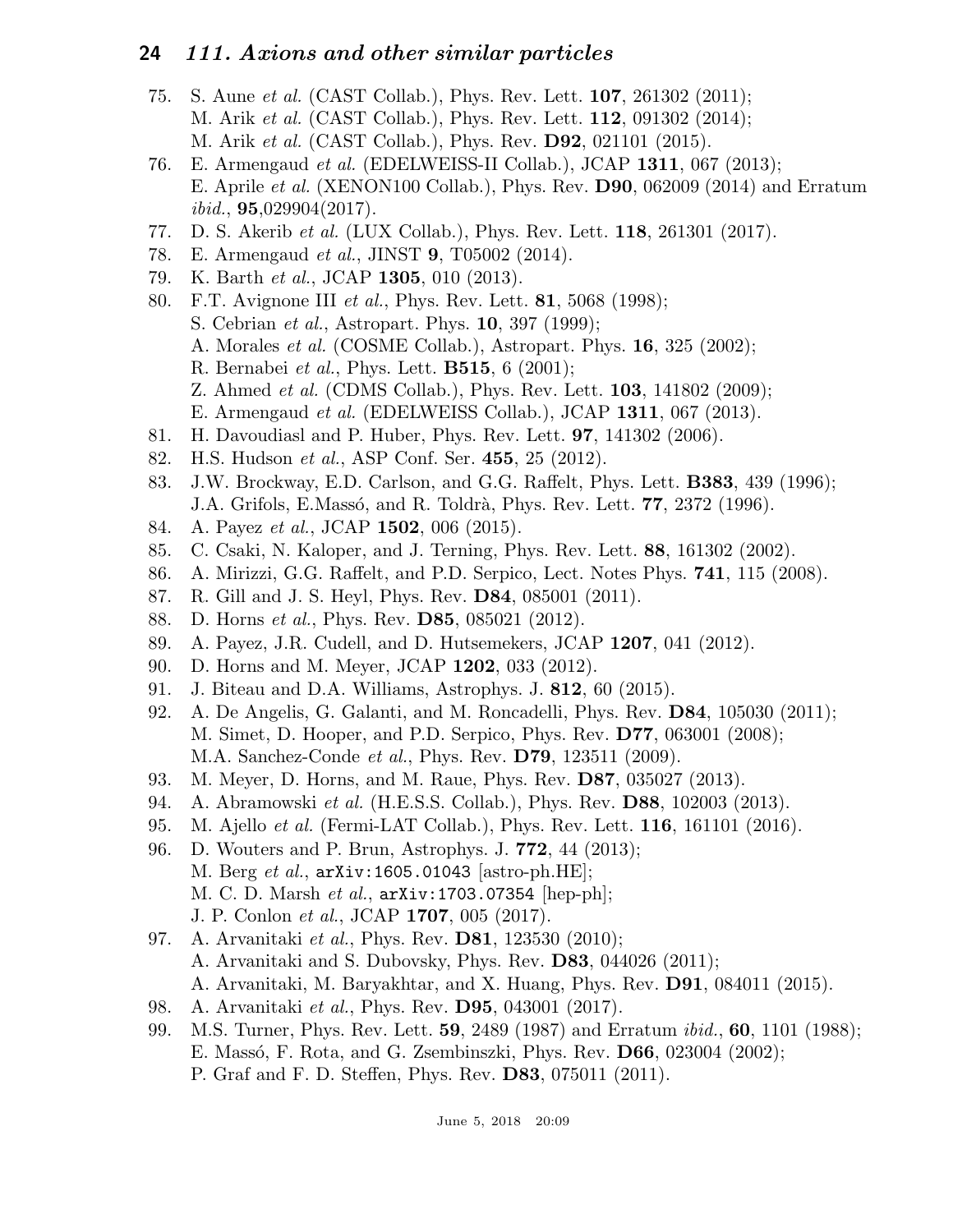75. S. Aune *et al.* (CAST Collab.), Phys. Rev. Lett. **107**, 261302 (2011);
    M. Arik *et al.* (CAST Collab.), Phys. Rev. Lett. **112**, 091302 (2014);
    M. Arik *et al.* (CAST Collab.), Phys. Rev. **D92**, 021101 (2015).
76. E. Armengaud *et al.* (EDELWEISS-II Collab.), JCAP **1311**, 067 (2013);
    E. Aprile *et al.* (XENON100 Collab.), Phys. Rev. **D90**, 062009 (2014) and Erratum *ibid.*, **95**,029904(2017).
77. D. S. Akerib *et al.* (LUX Collab.), Phys. Rev. Lett. **118**, 261301 (2017).
78. E. Armengaud *et al.*, JINST **9**, T05002 (2014).
79. K. Barth *et al.*, JCAP **1305**, 010 (2013).
80. F.T. Avignone III *et al.*, Phys. Rev. Lett. **81**, 5068 (1998);
    S. Cebrian *et al.*, Astropart. Phys. **10**, 397 (1999);
    A. Morales *et al.* (COSME Collab.), Astropart. Phys. **16**, 325 (2002);
    R. Bernabei *et al.*, Phys. Lett. **B515**, 6 (2001);
    Z. Ahmed *et al.* (CDMS Collab.), Phys. Rev. Lett. **103**, 141802 (2009);
    E. Armengaud *et al.* (EDELWEISS Collab.), JCAP **1311**, 067 (2013).
81. H. Davoudiasl and P. Huber, Phys. Rev. Lett. **97**, 141302 (2006).
82. H.S. Hudson *et al.*, ASP Conf. Ser. **455**, 25 (2012).
83. J.W. Brockway, E.D. Carlson, and G.G. Raffelt, Phys. Lett. **B383**, 439 (1996);
    J.A. Grifols, E.Massó, and R. Toldrà, Phys. Rev. Lett. **77**, 2372 (1996).
84. A. Payez *et al.*, JCAP **1502**, 006 (2015).
85. C. Csaki, N. Kaloper, and J. Terning, Phys. Rev. Lett. **88**, 161302 (2002).
86. A. Mirizzi, G.G. Raffelt, and P.D. Serpico, Lect. Notes Phys. **741**, 115 (2008).
87. R. Gill and J. S. Heyl, Phys. Rev. **D84**, 085001 (2011).
88. D. Horns *et al.*, Phys. Rev. **D85**, 085021 (2012).
89. A. Payez, J.R. Cudell, and D. Hutsemekers, JCAP **1207**, 041 (2012).
90. D. Horns and M. Meyer, JCAP **1202**, 033 (2012).
91. J. Biteau and D.A. Williams, Astrophys. J. **812**, 60 (2015).
92. A. De Angelis, G. Galanti, and M. Roncadelli, Phys. Rev. **D84**, 105030 (2011);
    M. Simet, D. Hooper, and P.D. Serpico, Phys. Rev. **D77**, 063001 (2008);
    M.A. Sanchez-Conde *et al.*, Phys. Rev. **D79**, 123511 (2009).
93. M. Meyer, D. Horns, and M. Raue, Phys. Rev. **D87**, 035027 (2013).
94. A. Abramowski *et al.* (H.E.S.S. Collab.), Phys. Rev. **D88**, 102003 (2013).
95. M. Ajello *et al.* (Fermi-LAT Collab.), Phys. Rev. Lett. **116**, 161101 (2016).
96. D. Wouters and P. Brun, Astrophys. J. **772**, 44 (2013);
    M. Berg *et al.*, arXiv:1605.01043 [astro-ph.HE];
    M. C. D. Marsh *et al.*, arXiv:1703.07354 [hep-ph];
    J. P. Conlon *et al.*, JCAP **1707**, 005 (2017).
97. A. Arvanitaki *et al.*, Phys. Rev. **D81**, 123530 (2010);
    A. Arvanitaki and S. Dubovsky, Phys. Rev. **D83**, 044026 (2011);
    A. Arvanitaki, M. Baryakhtar, and X. Huang, Phys. Rev. **D91**, 084011 (2015).
98. A. Arvanitaki *et al.*, Phys. Rev. **D95**, 043001 (2017).
99. M.S. Turner, Phys. Rev. Lett. **59**, 2489 (1987) and Erratum *ibid.*, **60**, 1101 (1988);
    E. Massó, F. Rota, and G. Zsembinszki, Phys. Rev. **D66**, 023004 (2002);
    P. Graf and F. D. Steffen, Phys. Rev. **D83**, 075011 (2011).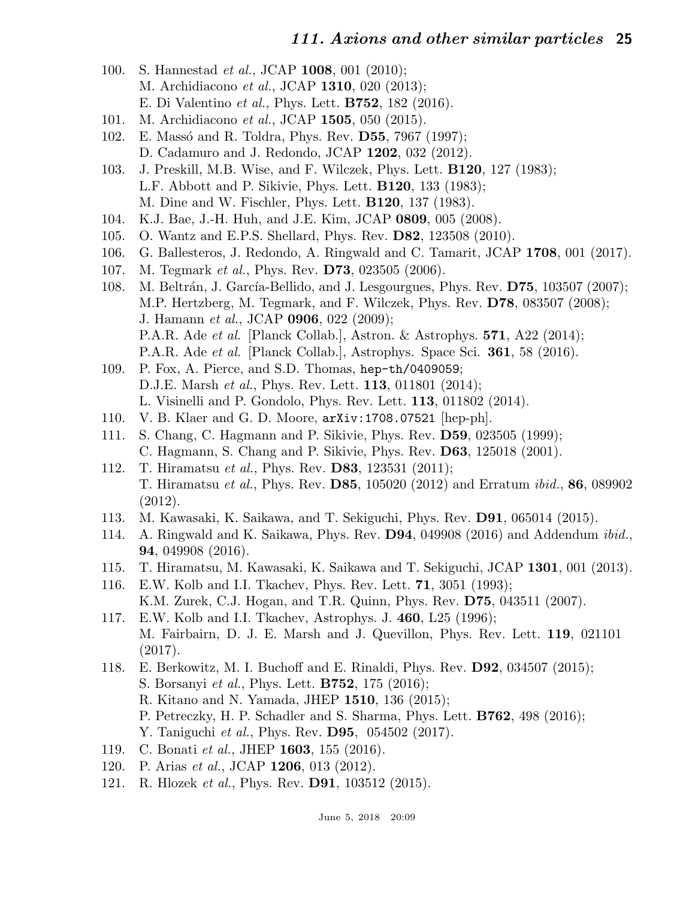100. S. Hannestad *et al.*, JCAP **1008**, 001 (2010);
M. Archidiacono *et al.*, JCAP **1310**, 020 (2013);
E. Di Valentino *et al.*, Phys. Lett. **B752**, 182 (2016).
101. M. Archidiacono *et al.*, JCAP **1505**, 050 (2015).
102. E. Massó and R. Toldra, Phys. Rev. **D55**, 7967 (1997);
D. Cadamuro and J. Redondo, JCAP **1202**, 032 (2012).
103. J. Preskill, M.B. Wise, and F. Wilczek, Phys. Lett. **B120**, 127 (1983);
L.F. Abbott and P. Sikivie, Phys. Lett. **B120**, 133 (1983);
M. Dine and W. Fischler, Phys. Lett. **B120**, 137 (1983).
104. K.J. Bae, J.-H. Huh, and J.E. Kim, JCAP **0809**, 005 (2008).
105. O. Wantz and E.P.S. Shellard, Phys. Rev. **D82**, 123508 (2010).
106. G. Ballesteros, J. Redondo, A. Ringwald and C. Tamarit, JCAP **1708**, 001 (2017).
107. M. Tegmark *et al.*, Phys. Rev. **D73**, 023505 (2006).
108. M. Beltrán, J. García-Bellido, and J. Lesgourgues, Phys. Rev. **D75**, 103507 (2007);
M.P. Hertzberg, M. Tegmark, and F. Wilczek, Phys. Rev. **D78**, 083507 (2008);
J. Hamann *et al.*, JCAP **0906**, 022 (2009);
P.A.R. Ade *et al.* [Planck Collab.], Astron. & Astrophys. **571**, A22 (2014);
P.A.R. Ade *et al.* [Planck Collab.], Astrophys. Space Sci. **361**, 58 (2016).
109. P. Fox, A. Pierce, and S.D. Thomas, `hep-th/0409059`;
D.J.E. Marsh *et al.*, Phys. Rev. Lett. **113**, 011801 (2014);
L. Visinelli and P. Gondolo, Phys. Rev. Lett. **113**, 011802 (2014).
110. V. B. Klaer and G. D. Moore, `arXiv:1708.07521` [hep-ph].
111. S. Chang, C. Hagmann and P. Sikivie, Phys. Rev. **D59**, 023505 (1999);
C. Hagmann, S. Chang and P. Sikivie, Phys. Rev. **D63**, 125018 (2001).
112. T. Hiramatsu *et al.*, Phys. Rev. **D83**, 123531 (2011);
T. Hiramatsu *et al.*, Phys. Rev. **D85**, 105020 (2012) and Erratum *ibid.*, **86**, 089902 (2012).
113. M. Kawasaki, K. Saikawa, and T. Sekiguchi, Phys. Rev. **D91**, 065014 (2015).
114. A. Ringwald and K. Saikawa, Phys. Rev. **D94**, 049908 (2016) and Addendum *ibid.*, **94**, 049908 (2016).
115. T. Hiramatsu, M. Kawasaki, K. Saikawa and T. Sekiguchi, JCAP **1301**, 001 (2013).
116. E.W. Kolb and I.I. Tkachev, Phys. Rev. Lett. **71**, 3051 (1993);
K.M. Zurek, C.J. Hogan, and T.R. Quinn, Phys. Rev. **D75**, 043511 (2007).
117. E.W. Kolb and I.I. Tkachev, Astrophys. J. **460**, L25 (1996);
M. Fairbairn, D. J. E. Marsh and J. Quevillon, Phys. Rev. Lett. **119**, 021101 (2017).
118. E. Berkowitz, M. I. Buchoff and E. Rinaldi, Phys. Rev. **D92**, 034507 (2015);
S. Borsanyi *et al.*, Phys. Lett. **B752**, 175 (2016);
R. Kitano and N. Yamada, JHEP **1510**, 136 (2015);
P. Petreczky, H. P. Schadler and S. Sharma, Phys. Lett. **B762**, 498 (2016);
Y. Taniguchi *et al.*, Phys. Rev. **D95**, 054502 (2017).
119. C. Bonati *et al.*, JHEP **1603**, 155 (2016).
120. P. Arias *et al.*, JCAP **1206**, 013 (2012).
121. R. Hlozek *et al.*, Phys. Rev. **D91**, 103512 (2015).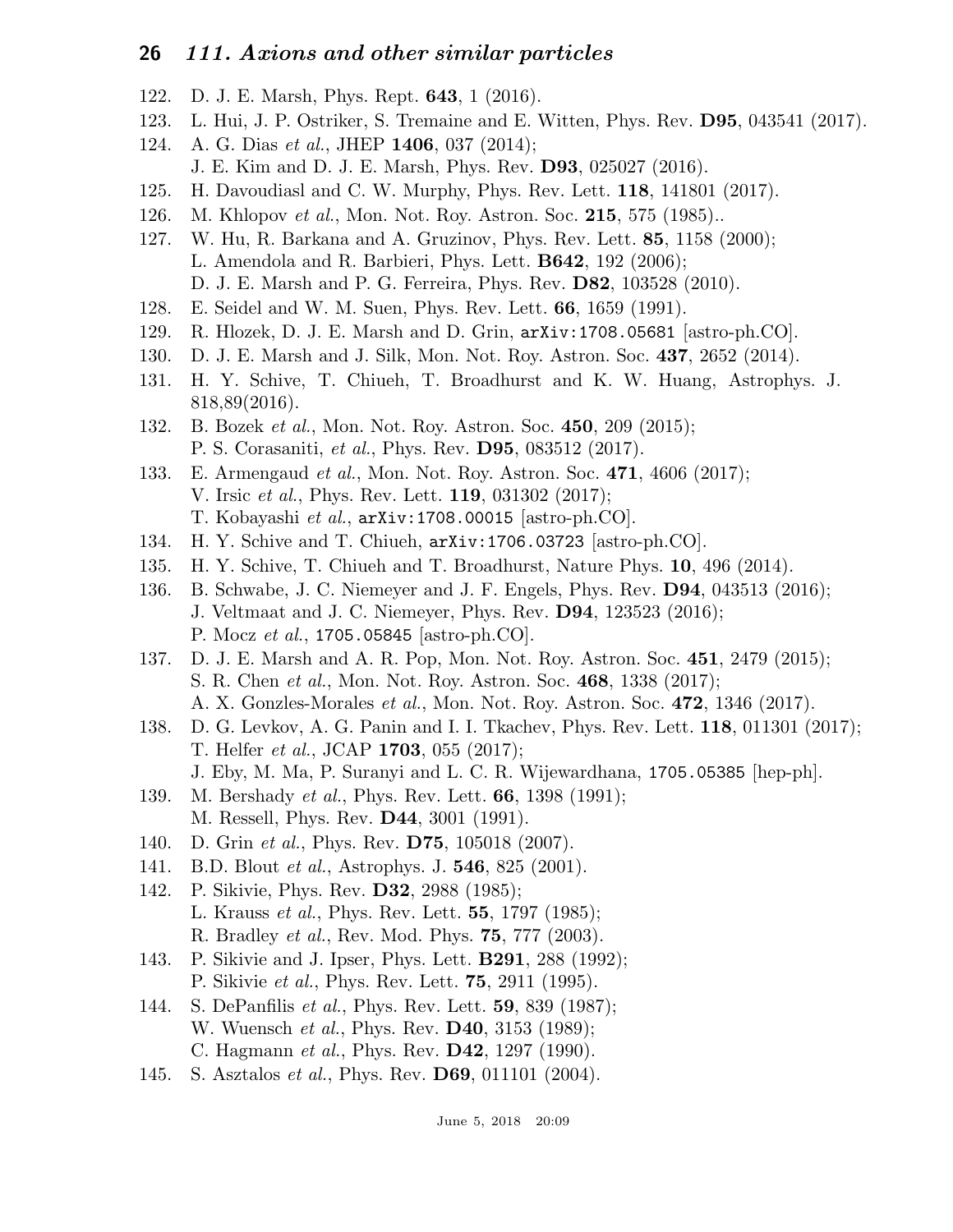122. D. J. E. Marsh, Phys. Rept. **643**, 1 (2016).
123. L. Hui, J. P. Ostriker, S. Tremaine and E. Witten, Phys. Rev. **D95**, 043541 (2017).
124. A. G. Dias *et al.*, JHEP **1406**, 037 (2014);
     J. E. Kim and D. J. E. Marsh, Phys. Rev. **D93**, 025027 (2016).
125. H. Davoudiasl and C. W. Murphy, Phys. Rev. Lett. **118**, 141801 (2017).
126. M. Khlopov *et al.*, Mon. Not. Roy. Astron. Soc. **215**, 575 (1985)..
127. W. Hu, R. Barkana and A. Gruzinov, Phys. Rev. Lett. **85**, 1158 (2000);
     L. Amendola and R. Barbieri, Phys. Lett. **B642**, 192 (2006);
     D. J. E. Marsh and P. G. Ferreira, Phys. Rev. **D82**, 103528 (2010).
128. E. Seidel and W. M. Suen, Phys. Rev. Lett. **66**, 1659 (1991).
129. R. Hlozek, D. J. E. Marsh and D. Grin, `arXiv:1708.05681` [astro-ph.CO].
130. D. J. E. Marsh and J. Silk, Mon. Not. Roy. Astron. Soc. **437**, 2652 (2014).
131. H. Y. Schive, T. Chiueh, T. Broadhurst and K. W. Huang, Astrophys. J. 818,89(2016).
132. B. Bozek *et al.*, Mon. Not. Roy. Astron. Soc. **450**, 209 (2015);
     P. S. Corasaniti, *et al.*, Phys. Rev. **D95**, 083512 (2017).
133. E. Armengaud *et al.*, Mon. Not. Roy. Astron. Soc. **471**, 4606 (2017);
     V. Irsic *et al.*, Phys. Rev. Lett. **119**, 031302 (2017);
     T. Kobayashi *et al.*, `arXiv:1708.00015` [astro-ph.CO].
134. H. Y. Schive and T. Chiueh, `arXiv:1706.03723` [astro-ph.CO].
135. H. Y. Schive, T. Chiueh and T. Broadhurst, Nature Phys. **10**, 496 (2014).
136. B. Schwabe, J. C. Niemeyer and J. F. Engels, Phys. Rev. **D94**, 043513 (2016);
     J. Veltmaat and J. C. Niemeyer, Phys. Rev. **D94**, 123523 (2016);
     P. Mocz *et al.*, `1705.05845` [astro-ph.CO].
137. D. J. E. Marsh and A. R. Pop, Mon. Not. Roy. Astron. Soc. **451**, 2479 (2015);
     S. R. Chen *et al.*, Mon. Not. Roy. Astron. Soc. **468**, 1338 (2017);
     A. X. Gonzles-Morales *et al.*, Mon. Not. Roy. Astron. Soc. **472**, 1346 (2017).
138. D. G. Levkov, A. G. Panin and I. I. Tkachev, Phys. Rev. Lett. **118**, 011301 (2017);
     T. Helfer *et al.*, JCAP **1703**, 055 (2017);
     J. Eby, M. Ma, P. Suranyi and L. C. R. Wijewardhana, `1705.05385` [hep-ph].
139. M. Bershady *et al.*, Phys. Rev. Lett. **66**, 1398 (1991);
     M. Ressell, Phys. Rev. **D44**, 3001 (1991).
140. D. Grin *et al.*, Phys. Rev. **D75**, 105018 (2007).
141. B.D. Blout *et al.*, Astrophys. J. **546**, 825 (2001).
142. P. Sikivie, Phys. Rev. **D32**, 2988 (1985);
     L. Krauss *et al.*, Phys. Rev. Lett. **55**, 1797 (1985);
     R. Bradley *et al.*, Rev. Mod. Phys. **75**, 777 (2003).
143. P. Sikivie and J. Ipser, Phys. Lett. **B291**, 288 (1992);
     P. Sikivie *et al.*, Phys. Rev. Lett. **75**, 2911 (1995).
144. S. DePanfilis *et al.*, Phys. Rev. Lett. **59**, 839 (1987);
     W. Wuensch *et al.*, Phys. Rev. **D40**, 3153 (1989);
     C. Hagmann *et al.*, Phys. Rev. **D42**, 1297 (1990).
145. S. Asztalos *et al.*, Phys. Rev. **D69**, 011101 (2004).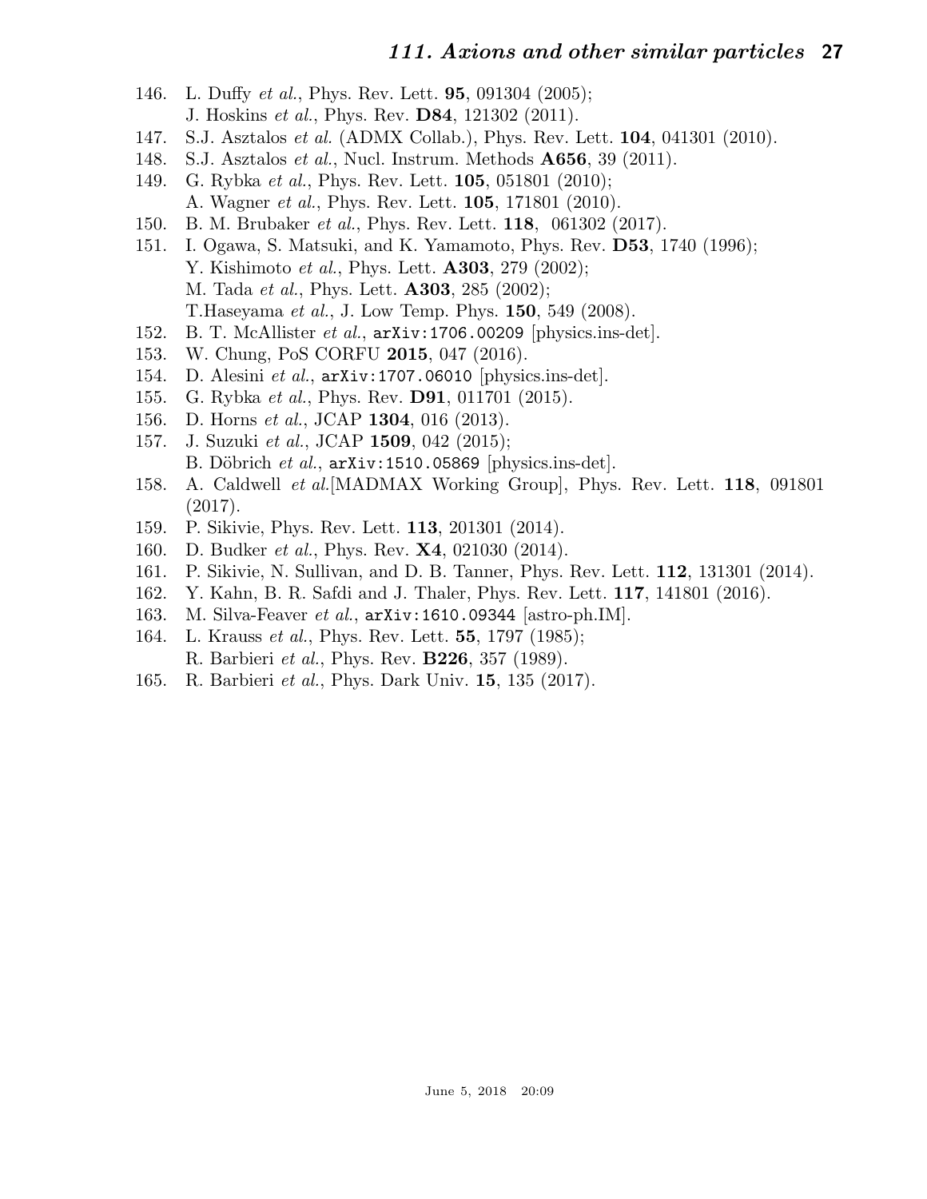146. L. Duffy *et al.*, Phys. Rev. Lett. **95**, 091304 (2005);
J. Hoskins *et al.*, Phys. Rev. **D84**, 121302 (2011).
147. S.J. Asztalos *et al.* (ADMX Collab.), Phys. Rev. Lett. **104**, 041301 (2010).
148. S.J. Asztalos *et al.*, Nucl. Instrum. Methods **A656**, 39 (2011).
149. G. Rybka *et al.*, Phys. Rev. Lett. **105**, 051801 (2010);
A. Wagner *et al.*, Phys. Rev. Lett. **105**, 171801 (2010).
150. B. M. Brubaker *et al.*, Phys. Rev. Lett. **118**, 061302 (2017).
151. I. Ogawa, S. Matsuki, and K. Yamamoto, Phys. Rev. **D53**, 1740 (1996);
Y. Kishimoto *et al.*, Phys. Lett. **A303**, 279 (2002);
M. Tada *et al.*, Phys. Lett. **A303**, 285 (2002);
T.Haseyama *et al.*, J. Low Temp. Phys. **150**, 549 (2008).
152. B. T. McAllister *et al.*, `arXiv:1706.00209` [physics.ins-det].
153. W. Chung, PoS CORFU **2015**, 047 (2016).
154. D. Alesini *et al.*, `arXiv:1707.06010` [physics.ins-det].
155. G. Rybka *et al.*, Phys. Rev. **D91**, 011701 (2015).
156. D. Horns *et al.*, JCAP **1304**, 016 (2013).
157. J. Suzuki *et al.*, JCAP **1509**, 042 (2015);
B. Döbrich *et al.*, `arXiv:1510.05869` [physics.ins-det].
158. A. Caldwell *et al.*[MADMAX Working Group], Phys. Rev. Lett. **118**, 091801 (2017).
159. P. Sikivie, Phys. Rev. Lett. **113**, 201301 (2014).
160. D. Budker *et al.*, Phys. Rev. **X4**, 021030 (2014).
161. P. Sikivie, N. Sullivan, and D. B. Tanner, Phys. Rev. Lett. **112**, 131301 (2014).
162. Y. Kahn, B. R. Safdi and J. Thaler, Phys. Rev. Lett. **117**, 141801 (2016).
163. M. Silva-Feaver *et al.*, `arXiv:1610.09344` [astro-ph.IM].
164. L. Krauss *et al.*, Phys. Rev. Lett. **55**, 1797 (1985);
R. Barbieri *et al.*, Phys. Rev. **B226**, 357 (1989).
165. R. Barbieri *et al.*, Phys. Dark Univ. **15**, 135 (2017).